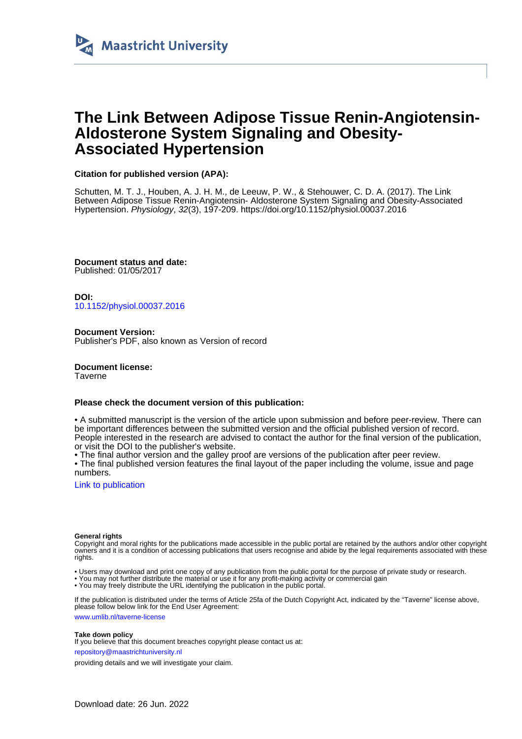Maastricht University

# The Link Between Adipose Tissue Renin-Angiotensin-Aldosterone System Signaling and Obesity-Associated Hypertension

**Citation for published version (APA):**

Schutten, M. T. J., Houben, A. J. H. M., de Leeuw, P. W., & Stehouwer, C. D. A. (2017). The Link Between Adipose Tissue Renin-Angiotensin- Aldosterone System Signaling and Obesity-Associated Hypertension. *Physiology*, *32*(3), 197-209. https://doi.org/10.1152/physiol.00037.2016

**Document status and date:**
Published: 01/05/2017

**DOI:**
10.1152/physiol.00037.2016

**Document Version:**
Publisher's PDF, also known as Version of record

**Document license:**
Taverne

**Please check the document version of this publication:**

• A submitted manuscript is the version of the article upon submission and before peer-review. There can be important differences between the submitted version and the official published version of record. People interested in the research are advised to contact the author for the final version of the publication, or visit the DOI to the publisher's website.
• The final author version and the galley proof are versions of the publication after peer review.
• The final published version features the final layout of the paper including the volume, issue and page numbers.

Link to publication

**General rights**
Copyright and moral rights for the publications made accessible in the public portal are retained by the authors and/or other copyright owners and it is a condition of accessing publications that users recognise and abide by the legal requirements associated with these rights.

• Users may download and print one copy of any publication from the public portal for the purpose of private study or research.
• You may not further distribute the material or use it for any profit-making activity or commercial gain
• You may freely distribute the URL identifying the publication in the public portal.

If the publication is distributed under the terms of Article 25fa of the Dutch Copyright Act, indicated by the "Taverne" license above, please follow below link for the End User Agreement:

www.umlib.nl/taverne-license

**Take down policy**
If you believe that this document breaches copyright please contact us at:

repository@maastrichtuniversity.nl

providing details and we will investigate your claim.

Download date: 26 Jun. 2022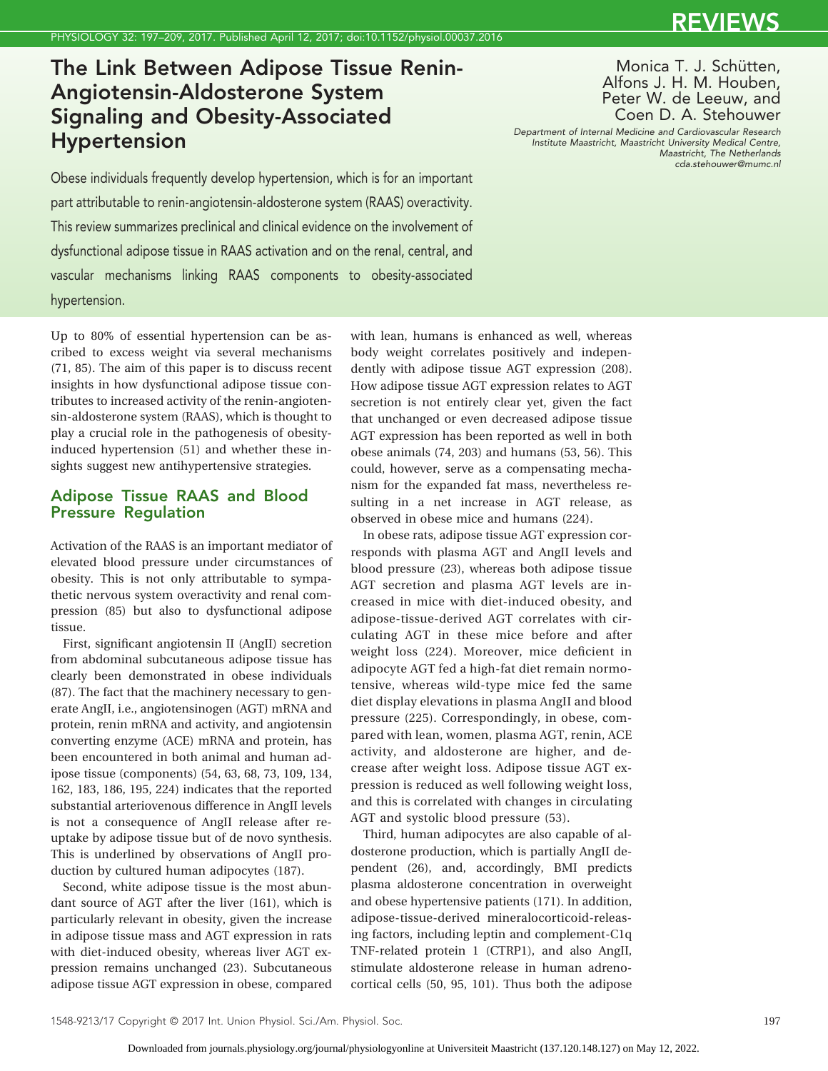# The Link Between Adipose Tissue Renin-Angiotensin-Aldosterone System Signaling and Obesity-Associated Hypertension

Monica T. J. Schütten, Alfons J. H. M. Houben, Peter W. de Leeuw, and Coen D. A. Stehouwer

*Department of Internal Medicine and Cardiovascular Research Institute Maastricht, Maastricht University Medical Centre, Maastricht, The Netherlands*
*cda.stehouwer@mumc.nl*

Obese individuals frequently develop hypertension, which is for an important part attributable to renin-angiotensin-aldosterone system (RAAS) overactivity. This review summarizes preclinical and clinical evidence on the involvement of dysfunctional adipose tissue in RAAS activation and on the renal, central, and vascular mechanisms linking RAAS components to obesity-associated hypertension.

Up to 80% of essential hypertension can be ascribed to excess weight via several mechanisms (71, 85). The aim of this paper is to discuss recent insights in how dysfunctional adipose tissue contributes to increased activity of the renin-angiotensin-aldosterone system (RAAS), which is thought to play a crucial role in the pathogenesis of obesity-induced hypertension (51) and whether these insights suggest new antihypertensive strategies.

## Adipose Tissue RAAS and Blood Pressure Regulation

Activation of the RAAS is an important mediator of elevated blood pressure under circumstances of obesity. This is not only attributable to sympathetic nervous system overactivity and renal compression (85) but also to dysfunctional adipose tissue.

First, significant angiotensin II (AngII) secretion from abdominal subcutaneous adipose tissue has clearly been demonstrated in obese individuals (87). The fact that the machinery necessary to generate AngII, i.e., angiotensinogen (AGT) mRNA and protein, renin mRNA and activity, and angiotensin converting enzyme (ACE) mRNA and protein, has been encountered in both animal and human adipose tissue (components) (54, 63, 68, 73, 109, 134, 162, 183, 186, 195, 224) indicates that the reported substantial arteriovenous difference in AngII levels is not a consequence of AngII release after reuptake by adipose tissue but of de novo synthesis. This is underlined by observations of AngII production by cultured human adipocytes (187).

Second, white adipose tissue is the most abundant source of AGT after the liver (161), which is particularly relevant in obesity, given the increase in adipose tissue mass and AGT expression in rats with diet-induced obesity, whereas liver AGT expression remains unchanged (23). Subcutaneous adipose tissue AGT expression in obese, compared with lean, humans is enhanced as well, whereas body weight correlates positively and independently with adipose tissue AGT expression (208). How adipose tissue AGT expression relates to AGT secretion is not entirely clear yet, given the fact that unchanged or even decreased adipose tissue AGT expression has been reported as well in both obese animals (74, 203) and humans (53, 56). This could, however, serve as a compensating mechanism for the expanded fat mass, nevertheless resulting in a net increase in AGT release, as observed in obese mice and humans (224).

In obese rats, adipose tissue AGT expression corresponds with plasma AGT and AngII levels and blood pressure (23), whereas both adipose tissue AGT secretion and plasma AGT levels are increased in mice with diet-induced obesity, and adipose-tissue-derived AGT correlates with circulating AGT in these mice before and after weight loss (224). Moreover, mice deficient in adipocyte AGT fed a high-fat diet remain normotensive, whereas wild-type mice fed the same diet display elevations in plasma AngII and blood pressure (225). Correspondingly, in obese, compared with lean, women, plasma AGT, renin, ACE activity, and aldosterone are higher, and decrease after weight loss. Adipose tissue AGT expression is reduced as well following weight loss, and this is correlated with changes in circulating AGT and systolic blood pressure (53).

Third, human adipocytes are also capable of aldosterone production, which is partially AngII dependent (26), and, accordingly, BMI predicts plasma aldosterone concentration in overweight and obese hypertensive patients (171). In addition, adipose-tissue-derived mineralocorticoid-releasing factors, including leptin and complement-C1q TNF-related protein 1 (CTRP1), and also AngII, stimulate aldosterone release in human adrenocortical cells (50, 95, 101). Thus both the adipose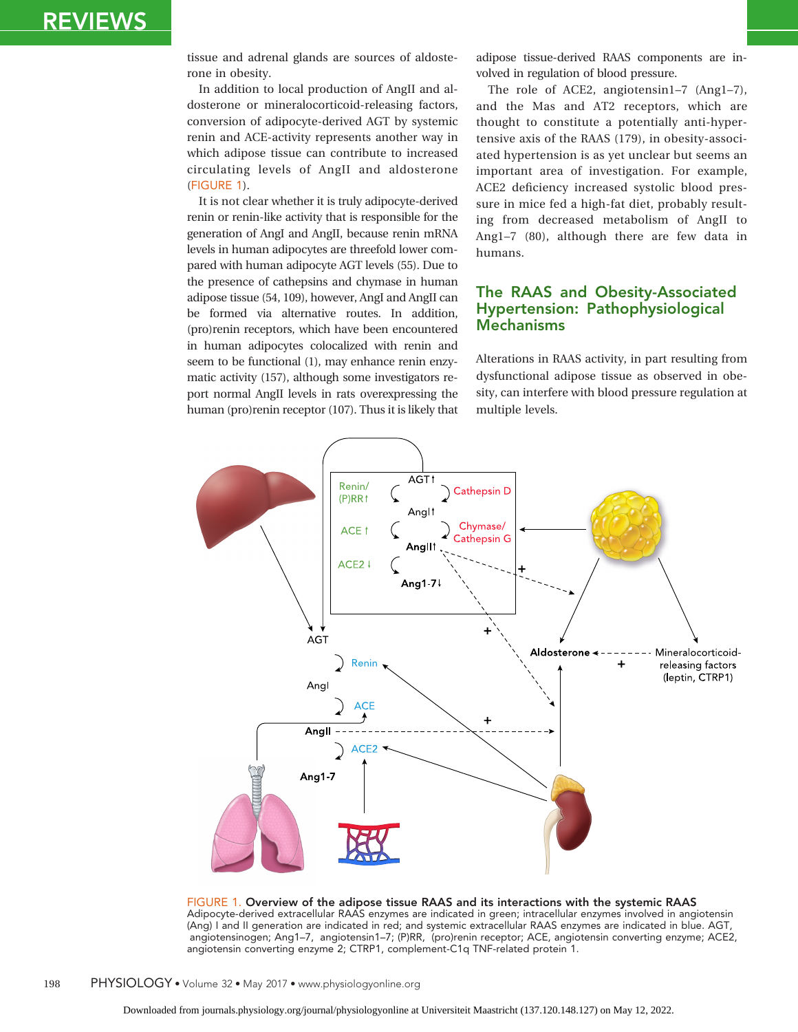tissue and adrenal glands are sources of aldosterone in obesity.

In addition to local production of AngII and aldosterone or mineralocorticoid-releasing factors, conversion of adipocyte-derived AGT by systemic renin and ACE-activity represents another way in which adipose tissue can contribute to increased circulating levels of AngII and aldosterone (FIGURE 1).

It is not clear whether it is truly adipocyte-derived renin or renin-like activity that is responsible for the generation of AngI and AngII, because renin mRNA levels in human adipocytes are threefold lower compared with human adipocyte AGT levels (55). Due to the presence of cathepsins and chymase in human adipose tissue (54, 109), however, AngI and AngII can be formed via alternative routes. In addition, (pro)renin receptors, which have been encountered in human adipocytes colocalized with renin and seem to be functional (1), may enhance renin enzymatic activity (157), although some investigators report normal AngII levels in rats overexpressing the human (pro)renin receptor (107). Thus it is likely that adipose tissue-derived RAAS components are involved in regulation of blood pressure.

The role of ACE2, angiotensin1–7 (Ang1–7), and the Mas and AT2 receptors, which are thought to constitute a potentially anti-hypertensive axis of the RAAS (179), in obesity-associated hypertension is as yet unclear but seems an important area of investigation. For example, ACE2 deficiency increased systolic blood pressure in mice fed a high-fat diet, probably resulting from decreased metabolism of AngII to Ang1–7 (80), although there are few data in humans.

## The RAAS and Obesity-Associated Hypertension: Pathophysiological Mechanisms

Alterations in RAAS activity, in part resulting from dysfunctional adipose tissue as observed in obesity, can interfere with blood pressure regulation at multiple levels.

FIGURE 1. **Overview of the adipose tissue RAAS and its interactions with the systemic RAAS**
Adipocyte-derived extracellular RAAS enzymes are indicated in green; intracellular enzymes involved in angiotensin (Ang) I and II generation are indicated in red; and systemic extracellular RAAS enzymes are indicated in blue. AGT, angiotensinogen; Ang1–7, angiotensin1–7; (P)RR, (pro)renin receptor; ACE, angiotensin converting enzyme; ACE2, angiotensin converting enzyme 2; CTRP1, complement-C1q TNF-related protein 1.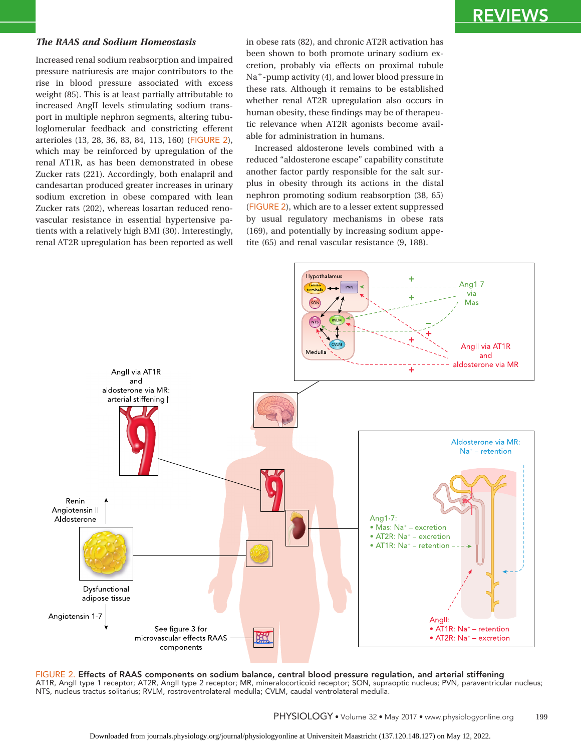### *The RAAS and Sodium Homeostasis*

Increased renal sodium reabsorption and impaired pressure natriuresis are major contributors to the rise in blood pressure associated with excess weight (85). This is at least partially attributable to increased AngII levels stimulating sodium transport in multiple nephron segments, altering tubuloglomerular feedback and constricting efferent arterioles (13, 28, 36, 83, 84, 113, 160) (FIGURE 2), which may be reinforced by upregulation of the renal AT1R, as has been demonstrated in obese Zucker rats (221). Accordingly, both enalapril and candesartan produced greater increases in urinary sodium excretion in obese compared with lean Zucker rats (202), whereas losartan reduced renovascular resistance in essential hypertensive patients with a relatively high BMI (30). Interestingly, renal AT2R upregulation has been reported as well in obese rats (82), and chronic AT2R activation has been shown to both promote urinary sodium excretion, probably via effects on proximal tubule $Na^+$-pump activity (4), and lower blood pressure in these rats. Although it remains to be established whether renal AT2R upregulation also occurs in human obesity, these findings may be of therapeutic relevance when AT2R agonists become available for administration in humans.

Increased aldosterone levels combined with a reduced "aldosterone escape" capability constitute another factor partly responsible for the salt surplus in obesity through its actions in the distal nephron promoting sodium reabsorption (38, 65) (FIGURE 2), which are to a lesser extent suppressed by usual regulatory mechanisms in obese rats (169), and potentially by increasing sodium appetite (65) and renal vascular resistance (9, 188).

FIGURE 2. **Effects of RAAS components on sodium balance, central blood pressure regulation, and arterial stiffening**
AT1R, AngII type 1 receptor; AT2R, AngII type 2 receptor; MR, mineralocorticoid receptor; SON, supraoptic nucleus; PVN, paraventricular nucleus; NTS, nucleus tractus solitarius; RVLM, rostroventrolateral medulla; CVLM, caudal ventrolateral medulla.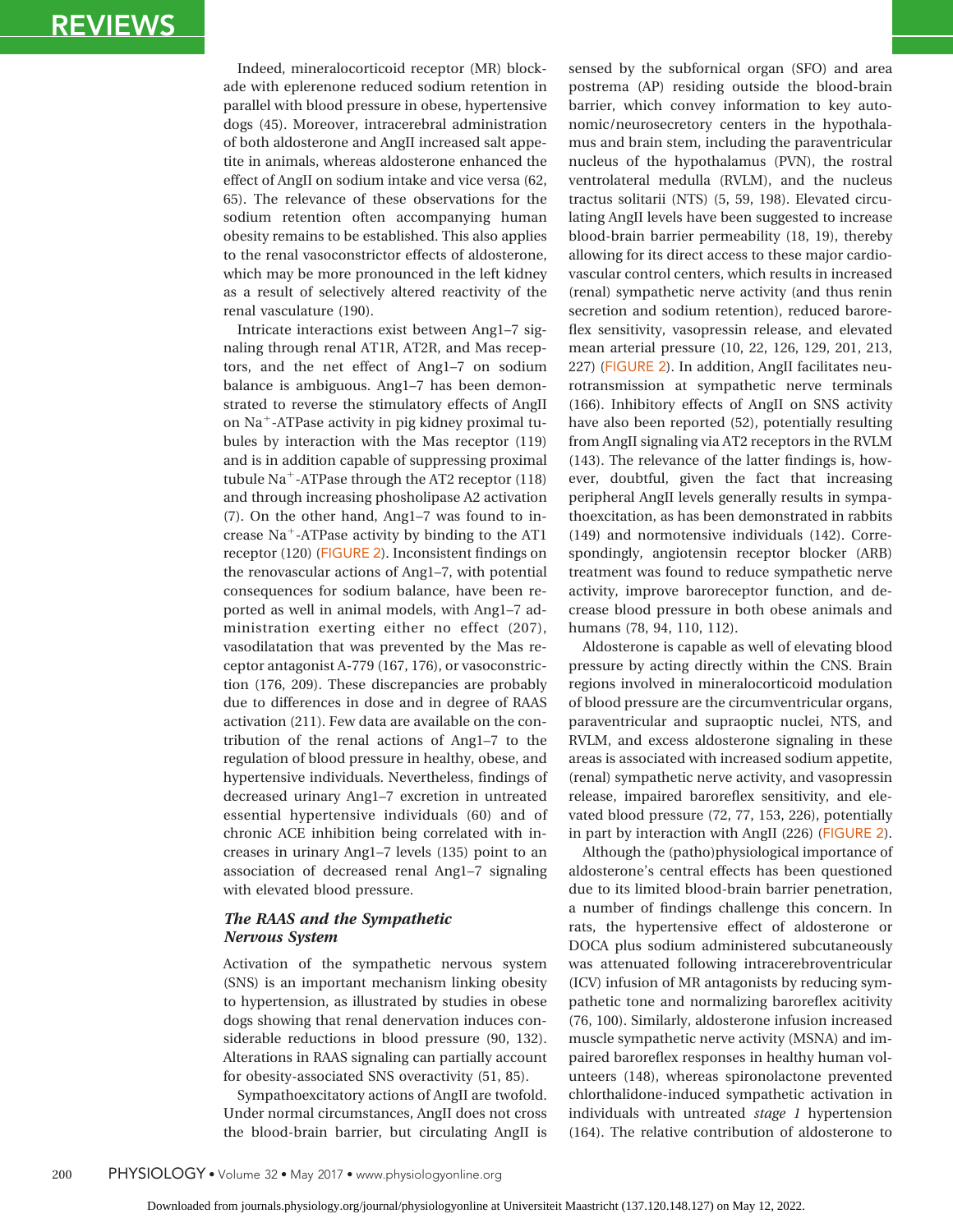Indeed, mineralocorticoid receptor (MR) blockade with eplerenone reduced sodium retention in parallel with blood pressure in obese, hypertensive dogs (45). Moreover, intracerebral administration of both aldosterone and AngII increased salt appetite in animals, whereas aldosterone enhanced the effect of AngII on sodium intake and vice versa (62, 65). The relevance of these observations for the sodium retention often accompanying human obesity remains to be established. This also applies to the renal vasoconstrictor effects of aldosterone, which may be more pronounced in the left kidney as a result of selectively altered reactivity of the renal vasculature (190).

Intricate interactions exist between Ang1–7 signaling through renal AT1R, AT2R, and Mas receptors, and the net effect of Ang1–7 on sodium balance is ambiguous. Ang1–7 has been demonstrated to reverse the stimulatory effects of AngII on $Na^+$-ATPase activity in pig kidney proximal tubules by interaction with the Mas receptor (119) and is in addition capable of suppressing proximal tubule $Na^+$-ATPase through the AT2 receptor (118) and through increasing phosholipase A2 activation (7). On the other hand, Ang1–7 was found to increase $Na^+$-ATPase activity by binding to the AT1 receptor (120) (FIGURE 2). Inconsistent findings on the renovascular actions of Ang1–7, with potential consequences for sodium balance, have been reported as well in animal models, with Ang1–7 administration exerting either no effect (207), vasodilatation that was prevented by the Mas receptor antagonist A-779 (167, 176), or vasoconstriction (176, 209). These discrepancies are probably due to differences in dose and in degree of RAAS activation (211). Few data are available on the contribution of the renal actions of Ang1–7 to the regulation of blood pressure in healthy, obese, and hypertensive individuals. Nevertheless, findings of decreased urinary Ang1–7 excretion in untreated essential hypertensive individuals (60) and of chronic ACE inhibition being correlated with increases in urinary Ang1–7 levels (135) point to an association of decreased renal Ang1–7 signaling with elevated blood pressure.

### *The RAAS and the Sympathetic Nervous System*

Activation of the sympathetic nervous system (SNS) is an important mechanism linking obesity to hypertension, as illustrated by studies in obese dogs showing that renal denervation induces considerable reductions in blood pressure (90, 132). Alterations in RAAS signaling can partially account for obesity-associated SNS overactivity (51, 85).

Sympathoexcitatory actions of AngII are twofold. Under normal circumstances, AngII does not cross the blood-brain barrier, but circulating AngII is sensed by the subfornical organ (SFO) and area postrema (AP) residing outside the blood-brain barrier, which convey information to key autonomic/neurosecretory centers in the hypothalamus and brain stem, including the paraventricular nucleus of the hypothalamus (PVN), the rostral ventrolateral medulla (RVLM), and the nucleus tractus solitarii (NTS) (5, 59, 198). Elevated circulating AngII levels have been suggested to increase blood-brain barrier permeability (18, 19), thereby allowing for its direct access to these major cardiovascular control centers, which results in increased (renal) sympathetic nerve activity (and thus renin secretion and sodium retention), reduced baroreflex sensitivity, vasopressin release, and elevated mean arterial pressure (10, 22, 126, 129, 201, 213, 227) (FIGURE 2). In addition, AngII facilitates neurotransmission at sympathetic nerve terminals (166). Inhibitory effects of AngII on SNS activity have also been reported (52), potentially resulting from AngII signaling via AT2 receptors in the RVLM (143). The relevance of the latter findings is, however, doubtful, given the fact that increasing peripheral AngII levels generally results in sympathoexcitation, as has been demonstrated in rabbits (149) and normotensive individuals (142). Correspondingly, angiotensin receptor blocker (ARB) treatment was found to reduce sympathetic nerve activity, improve baroreceptor function, and decrease blood pressure in both obese animals and humans (78, 94, 110, 112).

Aldosterone is capable as well of elevating blood pressure by acting directly within the CNS. Brain regions involved in mineralocorticoid modulation of blood pressure are the circumventricular organs, paraventricular and supraoptic nuclei, NTS, and RVLM, and excess aldosterone signaling in these areas is associated with increased sodium appetite, (renal) sympathetic nerve activity, and vasopressin release, impaired baroreflex sensitivity, and elevated blood pressure (72, 77, 153, 226), potentially in part by interaction with AngII (226) (FIGURE 2).

Although the (patho)physiological importance of aldosterone's central effects has been questioned due to its limited blood-brain barrier penetration, a number of findings challenge this concern. In rats, the hypertensive effect of aldosterone or DOCA plus sodium administered subcutaneously was attenuated following intracerebroventricular (ICV) infusion of MR antagonists by reducing sympathetic tone and normalizing baroreflex acitivity (76, 100). Similarly, aldosterone infusion increased muscle sympathetic nerve activity (MSNA) and impaired baroreflex responses in healthy human volunteers (148), whereas spironolactone prevented chlorthalidone-induced sympathetic activation in individuals with untreated *stage 1* hypertension (164). The relative contribution of aldosterone to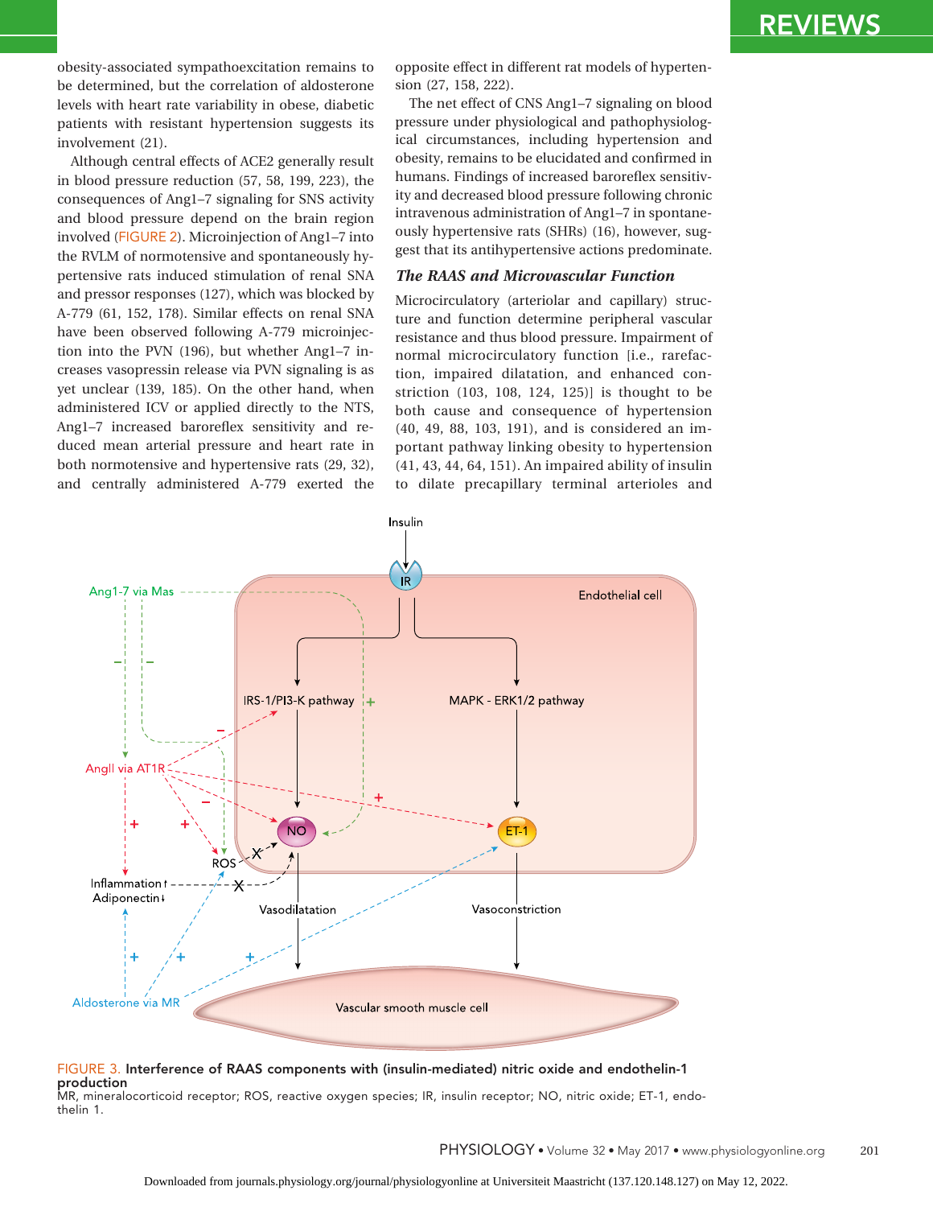obesity-associated sympathoexcitation remains to be determined, but the correlation of aldosterone levels with heart rate variability in obese, diabetic patients with resistant hypertension suggests its involvement (21).

Although central effects of ACE2 generally result in blood pressure reduction (57, 58, 199, 223), the consequences of Ang1–7 signaling for SNS activity and blood pressure depend on the brain region involved (FIGURE 2). Microinjection of Ang1–7 into the RVLM of normotensive and spontaneously hypertensive rats induced stimulation of renal SNA and pressor responses (127), which was blocked by A-779 (61, 152, 178). Similar effects on renal SNA have been observed following A-779 microinjection into the PVN (196), but whether Ang1–7 increases vasopressin release via PVN signaling is as yet unclear (139, 185). On the other hand, when administered ICV or applied directly to the NTS, Ang1–7 increased baroreflex sensitivity and reduced mean arterial pressure and heart rate in both normotensive and hypertensive rats (29, 32), and centrally administered A-779 exerted the opposite effect in different rat models of hypertension (27, 158, 222).

The net effect of CNS Ang1–7 signaling on blood pressure under physiological and pathophysiological circumstances, including hypertension and obesity, remains to be elucidated and confirmed in humans. Findings of increased baroreflex sensitivity and decreased blood pressure following chronic intravenous administration of Ang1–7 in spontaneously hypertensive rats (SHRs) (16), however, suggest that its antihypertensive actions predominate.

### *The RAAS and Microvascular Function*

Microcirculatory (arteriolar and capillary) structure and function determine peripheral vascular resistance and thus blood pressure. Impairment of normal microcirculatory function [i.e., rarefaction, impaired dilatation, and enhanced constriction (103, 108, 124, 125)] is thought to be both cause and consequence of hypertension (40, 49, 88, 103, 191), and is considered an important pathway linking obesity to hypertension (41, 43, 44, 64, 151). An impaired ability of insulin to dilate precapillary terminal arterioles and

FIGURE 3. **Interference of RAAS components with (insulin-mediated) nitric oxide and endothelin-1 production**
MR, mineralocorticoid receptor; ROS, reactive oxygen species; IR, insulin receptor; NO, nitric oxide; ET-1, endothelin 1.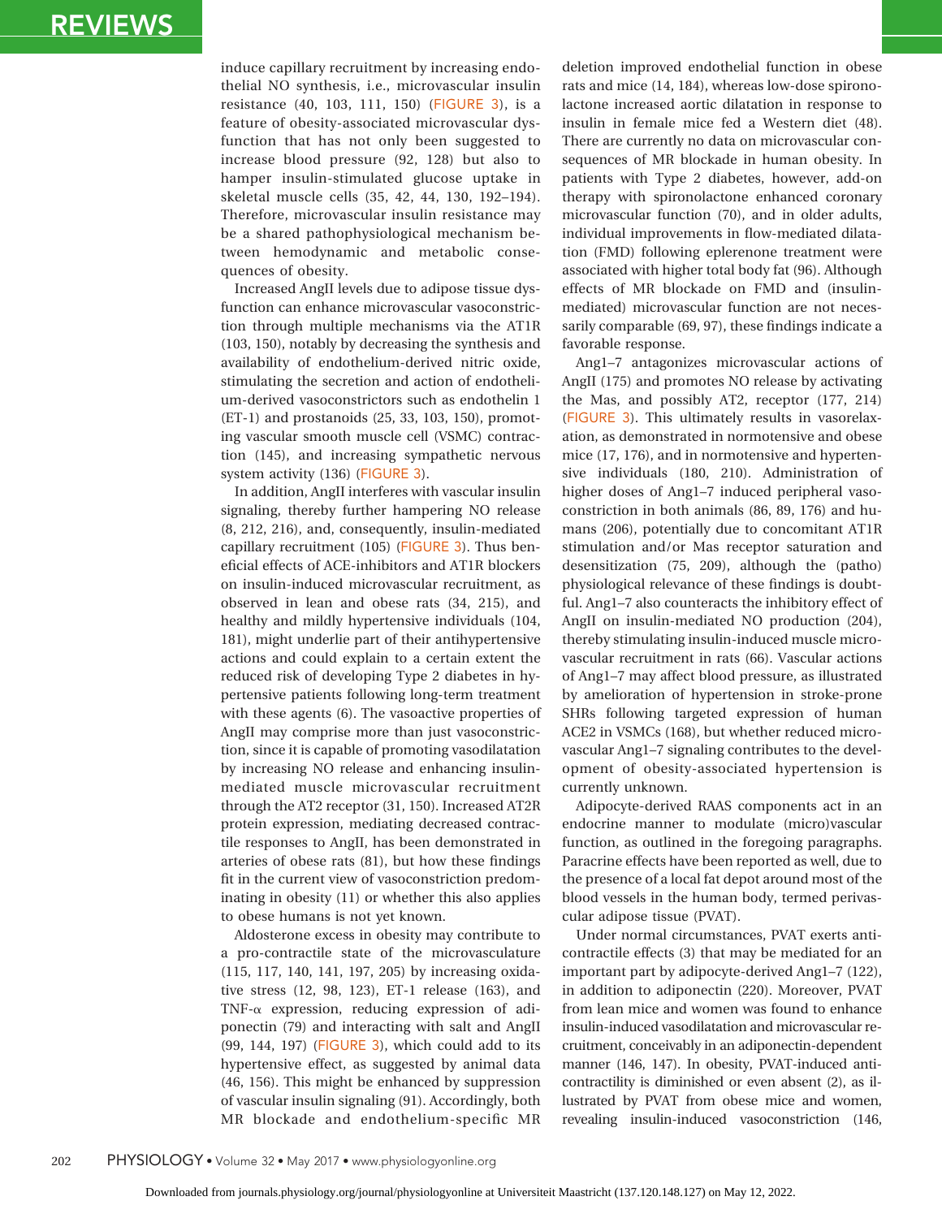induce capillary recruitment by increasing endothelial NO synthesis, i.e., microvascular insulin resistance (40, 103, 111, 150) (FIGURE 3), is a feature of obesity-associated microvascular dysfunction that has not only been suggested to increase blood pressure (92, 128) but also to hamper insulin-stimulated glucose uptake in skeletal muscle cells (35, 42, 44, 130, 192–194). Therefore, microvascular insulin resistance may be a shared pathophysiological mechanism between hemodynamic and metabolic consequences of obesity.

Increased AngII levels due to adipose tissue dysfunction can enhance microvascular vasoconstriction through multiple mechanisms via the AT1R (103, 150), notably by decreasing the synthesis and availability of endothelium-derived nitric oxide, stimulating the secretion and action of endothelium-derived vasoconstrictors such as endothelin 1 (ET-1) and prostanoids (25, 33, 103, 150), promoting vascular smooth muscle cell (VSMC) contraction (145), and increasing sympathetic nervous system activity (136) (FIGURE 3).

In addition, AngII interferes with vascular insulin signaling, thereby further hampering NO release (8, 212, 216), and, consequently, insulin-mediated capillary recruitment (105) (FIGURE 3). Thus beneficial effects of ACE-inhibitors and AT1R blockers on insulin-induced microvascular recruitment, as observed in lean and obese rats (34, 215), and healthy and mildly hypertensive individuals (104, 181), might underlie part of their antihypertensive actions and could explain to a certain extent the reduced risk of developing Type 2 diabetes in hypertensive patients following long-term treatment with these agents (6). The vasoactive properties of AngII may comprise more than just vasoconstriction, since it is capable of promoting vasodilatation by increasing NO release and enhancing insulin-mediated muscle microvascular recruitment through the AT2 receptor (31, 150). Increased AT2R protein expression, mediating decreased contractile responses to AngII, has been demonstrated in arteries of obese rats (81), but how these findings fit in the current view of vasoconstriction predominating in obesity (11) or whether this also applies to obese humans is not yet known.

Aldosterone excess in obesity may contribute to a pro-contractile state of the microvasculature (115, 117, 140, 141, 197, 205) by increasing oxidative stress (12, 98, 123), ET-1 release (163), and TNF-α expression, reducing expression of adiponectin (79) and interacting with salt and AngII (99, 144, 197) (FIGURE 3), which could add to its hypertensive effect, as suggested by animal data (46, 156). This might be enhanced by suppression of vascular insulin signaling (91). Accordingly, both MR blockade and endothelium-specific MR deletion improved endothelial function in obese rats and mice (14, 184), whereas low-dose spironolactone increased aortic dilatation in response to insulin in female mice fed a Western diet (48). There are currently no data on microvascular consequences of MR blockade in human obesity. In patients with Type 2 diabetes, however, add-on therapy with spironolactone enhanced coronary microvascular function (70), and in older adults, individual improvements in flow-mediated dilatation (FMD) following eplerenone treatment were associated with higher total body fat (96). Although effects of MR blockade on FMD and (insulin-mediated) microvascular function are not necessarily comparable (69, 97), these findings indicate a favorable response.

Ang1–7 antagonizes microvascular actions of AngII (175) and promotes NO release by activating the Mas, and possibly AT2, receptor (177, 214) (FIGURE 3). This ultimately results in vasorelaxation, as demonstrated in normotensive and obese mice (17, 176), and in normotensive and hypertensive individuals (180, 210). Administration of higher doses of Ang1–7 induced peripheral vasoconstriction in both animals (86, 89, 176) and humans (206), potentially due to concomitant AT1R stimulation and/or Mas receptor saturation and desensitization (75, 209), although the (patho) physiological relevance of these findings is doubtful. Ang1–7 also counteracts the inhibitory effect of AngII on insulin-mediated NO production (204), thereby stimulating insulin-induced muscle microvascular recruitment in rats (66). Vascular actions of Ang1–7 may affect blood pressure, as illustrated by amelioration of hypertension in stroke-prone SHRs following targeted expression of human ACE2 in VSMCs (168), but whether reduced microvascular Ang1–7 signaling contributes to the development of obesity-associated hypertension is currently unknown.

Adipocyte-derived RAAS components act in an endocrine manner to modulate (micro)vascular function, as outlined in the foregoing paragraphs. Paracrine effects have been reported as well, due to the presence of a local fat depot around most of the blood vessels in the human body, termed perivascular adipose tissue (PVAT).

Under normal circumstances, PVAT exerts anti-contractile effects (3) that may be mediated for an important part by adipocyte-derived Ang1–7 (122), in addition to adiponectin (220). Moreover, PVAT from lean mice and women was found to enhance insulin-induced vasodilatation and microvascular recruitment, conceivably in an adiponectin-dependent manner (146, 147). In obesity, PVAT-induced anti-contractility is diminished or even absent (2), as illustrated by PVAT from obese mice and women, revealing insulin-induced vasoconstriction (146,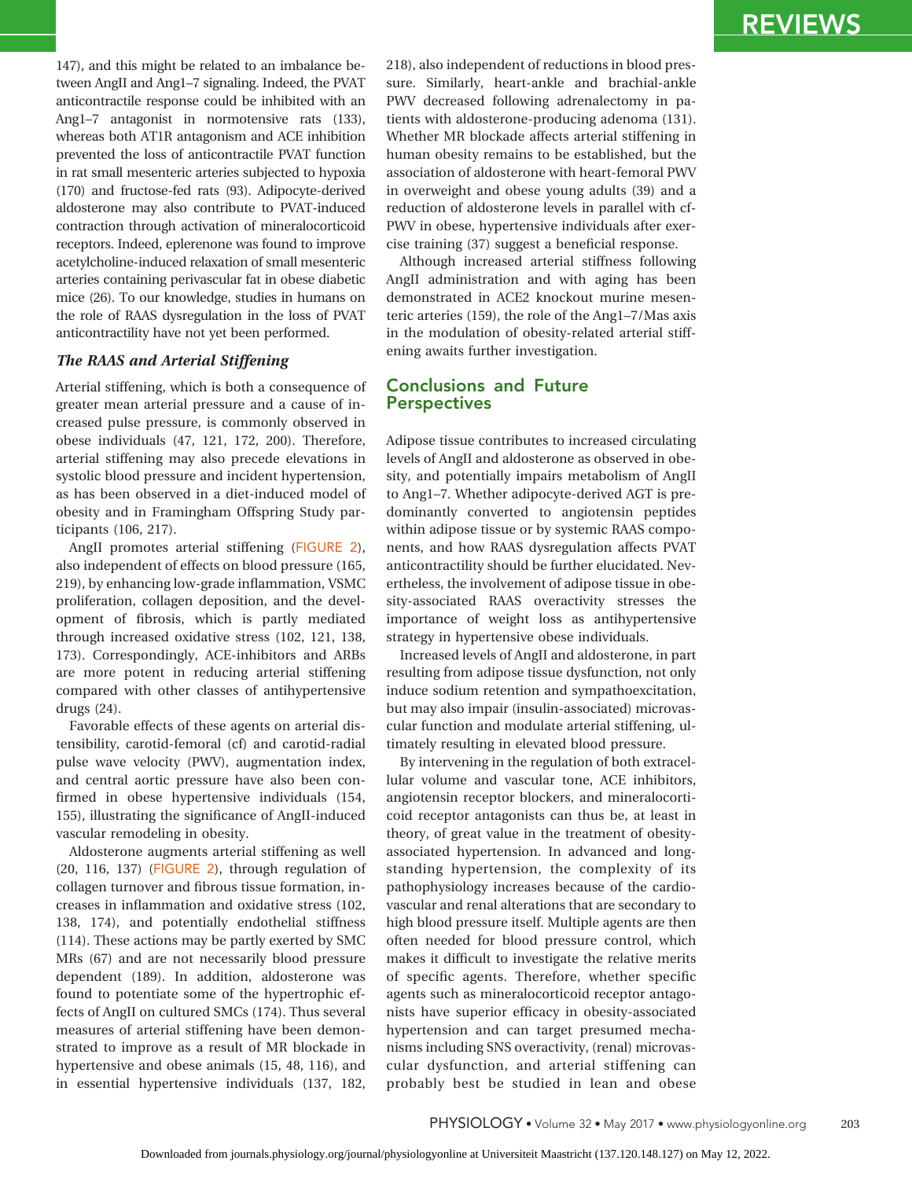147), and this might be related to an imbalance between AngII and Ang1–7 signaling. Indeed, the PVAT anticontractile response could be inhibited with an Ang1–7 antagonist in normotensive rats (133), whereas both AT1R antagonism and ACE inhibition prevented the loss of anticontractile PVAT function in rat small mesenteric arteries subjected to hypoxia (170) and fructose-fed rats (93). Adipocyte-derived aldosterone may also contribute to PVAT-induced contraction through activation of mineralocorticoid receptors. Indeed, eplerenone was found to improve acetylcholine-induced relaxation of small mesenteric arteries containing perivascular fat in obese diabetic mice (26). To our knowledge, studies in humans on the role of RAAS dysregulation in the loss of PVAT anticontractility have not yet been performed.

### *The RAAS and Arterial Stiffening*

Arterial stiffening, which is both a consequence of greater mean arterial pressure and a cause of increased pulse pressure, is commonly observed in obese individuals (47, 121, 172, 200). Therefore, arterial stiffening may also precede elevations in systolic blood pressure and incident hypertension, as has been observed in a diet-induced model of obesity and in Framingham Offspring Study participants (106, 217).

AngII promotes arterial stiffening (FIGURE 2), also independent of effects on blood pressure (165, 219), by enhancing low-grade inflammation, VSMC proliferation, collagen deposition, and the development of fibrosis, which is partly mediated through increased oxidative stress (102, 121, 138, 173). Correspondingly, ACE-inhibitors and ARBs are more potent in reducing arterial stiffening compared with other classes of antihypertensive drugs (24).

Favorable effects of these agents on arterial distensibility, carotid-femoral (cf) and carotid-radial pulse wave velocity (PWV), augmentation index, and central aortic pressure have also been confirmed in obese hypertensive individuals (154, 155), illustrating the significance of AngII-induced vascular remodeling in obesity.

Aldosterone augments arterial stiffening as well (20, 116, 137) (FIGURE 2), through regulation of collagen turnover and fibrous tissue formation, increases in inflammation and oxidative stress (102, 138, 174), and potentially endothelial stiffness (114). These actions may be partly exerted by SMC MRs (67) and are not necessarily blood pressure dependent (189). In addition, aldosterone was found to potentiate some of the hypertrophic effects of AngII on cultured SMCs (174). Thus several measures of arterial stiffening have been demonstrated to improve as a result of MR blockade in hypertensive and obese animals (15, 48, 116), and in essential hypertensive individuals (137, 182, 218), also independent of reductions in blood pressure. Similarly, heart-ankle and brachial-ankle PWV decreased following adrenalectomy in patients with aldosterone-producing adenoma (131). Whether MR blockade affects arterial stiffening in human obesity remains to be established, but the association of aldosterone with heart-femoral PWV in overweight and obese young adults (39) and a reduction of aldosterone levels in parallel with cf-PWV in obese, hypertensive individuals after exercise training (37) suggest a beneficial response.

Although increased arterial stiffness following AngII administration and with aging has been demonstrated in ACE2 knockout murine mesenteric arteries (159), the role of the Ang1–7/Mas axis in the modulation of obesity-related arterial stiffening awaits further investigation.

## Conclusions and Future Perspectives

Adipose tissue contributes to increased circulating levels of AngII and aldosterone as observed in obesity, and potentially impairs metabolism of AngII to Ang1–7. Whether adipocyte-derived AGT is predominantly converted to angiotensin peptides within adipose tissue or by systemic RAAS components, and how RAAS dysregulation affects PVAT anticontractility should be further elucidated. Nevertheless, the involvement of adipose tissue in obesity-associated RAAS overactivity stresses the importance of weight loss as antihypertensive strategy in hypertensive obese individuals.

Increased levels of AngII and aldosterone, in part resulting from adipose tissue dysfunction, not only induce sodium retention and sympathoexcitation, but may also impair (insulin-associated) microvascular function and modulate arterial stiffening, ultimately resulting in elevated blood pressure.

By intervening in the regulation of both extracellular volume and vascular tone, ACE inhibitors, angiotensin receptor blockers, and mineralocorticoid receptor antagonists can thus be, at least in theory, of great value in the treatment of obesity-associated hypertension. In advanced and longstanding hypertension, the complexity of its pathophysiology increases because of the cardiovascular and renal alterations that are secondary to high blood pressure itself. Multiple agents are then often needed for blood pressure control, which makes it difficult to investigate the relative merits of specific agents. Therefore, whether specific agents such as mineralocorticoid receptor antagonists have superior efficacy in obesity-associated hypertension and can target presumed mechanisms including SNS overactivity, (renal) microvascular dysfunction, and arterial stiffening can probably best be studied in lean and obese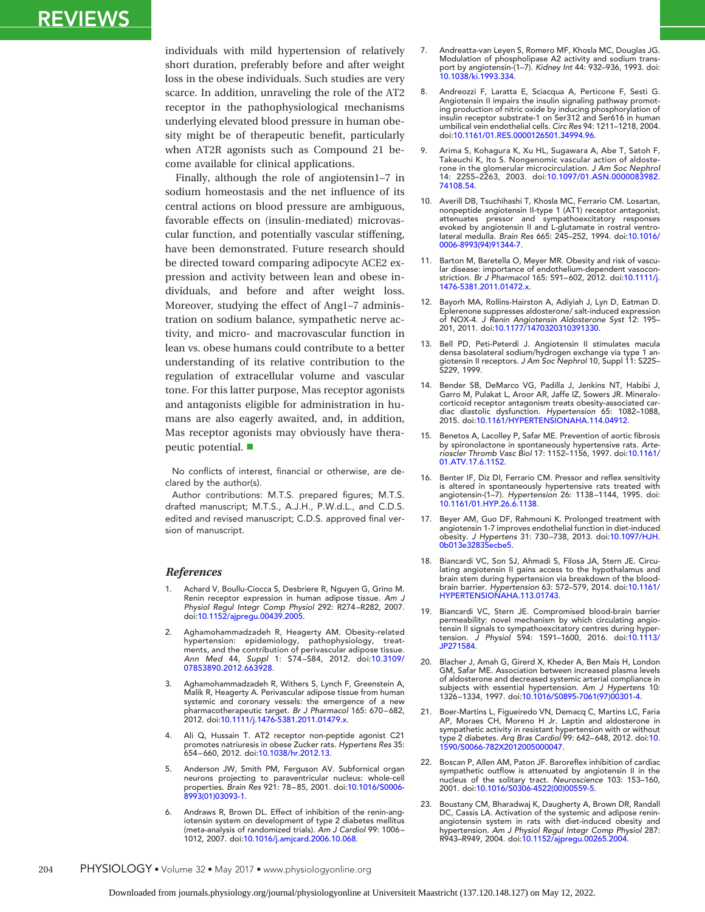individuals with mild hypertension of relatively short duration, preferably before and after weight loss in the obese individuals. Such studies are very scarce. In addition, unraveling the role of the AT2 receptor in the pathophysiological mechanisms underlying elevated blood pressure in human obesity might be of therapeutic benefit, particularly when AT2R agonists such as Compound 21 become available for clinical applications.

Finally, although the role of angiotensin1–7 in sodium homeostasis and the net influence of its central actions on blood pressure are ambiguous, favorable effects on (insulin-mediated) microvascular function, and potentially vascular stiffening, have been demonstrated. Future research should be directed toward comparing adipocyte ACE2 expression and activity between lean and obese individuals, and before and after weight loss. Moreover, studying the effect of Ang1–7 administration on sodium balance, sympathetic nerve activity, and micro- and macrovascular function in lean vs. obese humans could contribute to a better understanding of its relative contribution to the regulation of extracellular volume and vascular tone. For this latter purpose, Mas receptor agonists and antagonists eligible for administration in humans are also eagerly awaited, and, in addition, Mas receptor agonists may obviously have therapeutic potential. ■

No conflicts of interest, financial or otherwise, are declared by the author(s).

Author contributions: M.T.S. prepared figures; M.T.S. drafted manuscript; M.T.S., A.J.H., P.W.d.L., and C.D.S. edited and revised manuscript; C.D.S. approved final version of manuscript.

## References

1. Achard V, Boullu-Ciocca S, Desbriere R, Nguyen G, Grino M. Renin receptor expression in human adipose tissue. *Am J Physiol Regul Integr Comp Physiol* 292: R274–R282, 2007. doi:10.1152/ajpregu.00439.2005.
2. Aghamohammadzadeh R, Heagerty AM. Obesity-related hypertension: epidemiology, pathophysiology, treatments, and the contribution of perivascular adipose tissue. *Ann Med* 44, *Suppl* 1: S74–S84, 2012. doi:10.3109/07853890.2012.663928.
3. Aghamohammadzadeh R, Withers S, Lynch F, Greenstein A, Malik R, Heagerty A. Perivascular adipose tissue from human systemic and coronary vessels: the emergence of a new pharmacotherapeutic target. *Br J Pharmacol* 165: 670–682, 2012. doi:10.1111/j.1476-5381.2011.01479.x.
4. Ali Q, Hussain T. AT2 receptor non-peptide agonist C21 promotes natriuresis in obese Zucker rats. *Hypertens Res* 35: 654–660, 2012. doi:10.1038/hr.2012.13.
5. Anderson JW, Smith PM, Ferguson AV. Subfornical organ neurons projecting to paraventricular nucleus: whole-cell properties. *Brain Res* 921: 78–85, 2001. doi:10.1016/S0006-8993(01)03093-1.
6. Andraws R, Brown DL. Effect of inhibition of the renin-angiotensin system on development of type 2 diabetes mellitus (meta-analysis of randomized trials). *Am J Cardiol* 99: 1006–1012, 2007. doi:10.1016/j.amjcard.2006.10.068.
7. Andreatta-van Leyen S, Romero MF, Khosla MC, Douglas JG. Modulation of phospholipase A2 activity and sodium transport by angiotensin-(1–7). *Kidney Int* 44: 932–936, 1993. doi:10.1038/ki.1993.334.
8. Andreozzi F, Laratta E, Sciacqua A, Perticone F, Sesti G. Angiotensin II impairs the insulin signaling pathway promoting production of nitric oxide by inducing phosphorylation of insulin receptor substrate-1 on Ser312 and Ser616 in human umbilical vein endothelial cells. *Circ Res* 94: 1211–1218, 2004. doi:10.1161/01.RES.0000126501.34994.96.
9. Arima S, Kohagura K, Xu HL, Sugawara A, Abe T, Satoh F, Takeuchi K, Ito S. Nongenomic vascular action of aldosterone in the glomerular microcirculation. *J Am Soc Nephrol* 14: 2255–2263, 2003. doi:10.1097/01.ASN.0000083982.74108.54.
10. Averill DB, Tsuchihashi T, Khosla MC, Ferrario CM. Losartan, nonpeptide angiotensin II-type 1 (AT1) receptor antagonist, attenuates pressor and sympathoexcitatory responses evoked by angiotensin II and L-glutamate in rostral ventrolateral medulla. *Brain Res* 665: 245–252, 1994. doi:10.1016/0006-8993(94)91344-7.
11. Barton M, Baretella O, Meyer MR. Obesity and risk of vascular disease: importance of endothelium-dependent vasoconstriction. *Br J Pharmacol* 165: 591–602, 2012. doi:10.1111/j.1476-5381.2011.01472.x.
12. Bayorh MA, Rollins-Hairston A, Adiyiah J, Lyn D, Eatman D. Eplerenone suppresses aldosterone/ salt-induced expression of NOX-4. *J Renin Angiotensin Aldosterone Syst* 12: 195–201, 2011. doi:10.1177/1470320310391330.
13. Bell PD, Peti-Peterdi J. Angiotensin II stimulates macula densa basolateral sodium/hydrogen exchange via type 1 angiotensin II receptors. *J Am Soc Nephrol* 10, Suppl 11: S225–S229, 1999.
14. Bender SB, DeMarco VG, Padilla J, Jenkins NT, Habibi J, Garro M, Pulakat L, Aroor AR, Jaffe IZ, Sowers JR. Mineralocorticoid receptor antagonism treats obesity-associated cardiac diastolic dysfunction. *Hypertension* 65: 1082–1088, 2015. doi:10.1161/HYPERTENSIONAHA.114.04912.
15. Benetos A, Lacolley P, Safar ME. Prevention of aortic fibrosis by spironolactone in spontaneously hypertensive rats. *Arterioscler Thromb Vasc Biol* 17: 1152–1156, 1997. doi:10.1161/01.ATV.17.6.1152.
16. Benter IF, Diz DI, Ferrario CM. Pressor and reflex sensitivity is altered in spontaneously hypertensive rats treated with angiotensin-(1–7). *Hypertension* 26: 1138–1144, 1995. doi:10.1161/01.HYP.26.6.1138.
17. Beyer AM, Guo DF, Rahmouni K. Prolonged treatment with angiotensin 1-7 improves endothelial function in diet-induced obesity. *J Hypertens* 31: 730–738, 2013. doi:10.1097/HJH.0b013e32835ecbe5.
18. Biancardi VC, Son SJ, Ahmadi S, Filosa JA, Stern JE. Circulating angiotensin II gains access to the hypothalamus and brain stem during hypertension via breakdown of the blood-brain barrier. *Hypertension* 63: 572–579, 2014. doi:10.1161/HYPERTENSIONAHA.113.01743.
19. Biancardi VC, Stern JE. Compromised blood-brain barrier permeability: novel mechanism by which circulating angiotensin II signals to sympathoexcitatory centres during hypertension. *J Physiol* 594: 1591–1600, 2016. doi:10.1113/JP271584.
20. Blacher J, Amah G, Girerd X, Kheder A, Ben Mais H, London GM, Safar ME. Association between increased plasma levels of aldosterone and decreased systemic arterial compliance in subjects with essential hypertension. *Am J Hypertens* 10: 1326–1334, 1997. doi:10.1016/S0895-7061(97)00301-4.
21. Boer-Martins L, Figueiredo VN, Demacq C, Martins LC, Faria AP, Moraes CH, Moreno H Jr. Leptin and aldosterone in sympathetic activity in resistant hypertension with or without type 2 diabetes. *Arq Bras Cardiol* 99: 642–648, 2012. doi:10.1590/S0066-782X2012005000047.
22. Boscan P, Allen AM, Paton JF. Baroreflex inhibition of cardiac sympathetic outflow is attenuated by angiotensin II in the nucleus of the solitary tract. *Neuroscience* 103: 153–160, 2001. doi:10.1016/S0306-4522(00)00559-5.
23. Boustany CM, Bharadwaj K, Daugherty A, Brown DR, Randall DC, Cassis LA. Activation of the systemic and adipose renin-angiotensin system in rats with diet-induced obesity and hypertension. *Am J Physiol Regul Integr Comp Physiol* 287: R943–R949, 2004. doi:10.1152/ajpregu.00265.2004.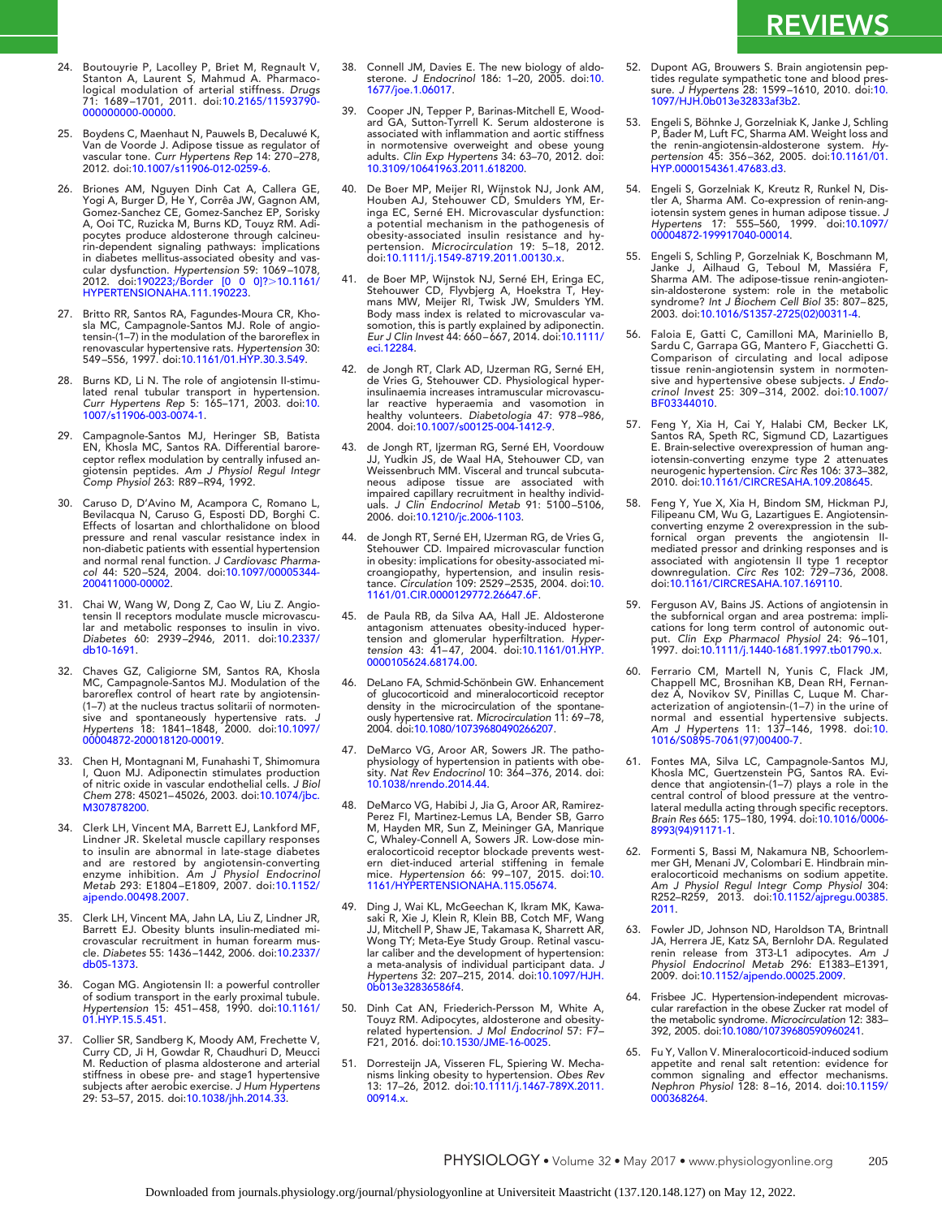24. Boutouyrie P, Lacolley P, Briet M, Regnault V, Stanton A, Laurent S, Mahmud A. Pharmacological modulation of arterial stiffness. *Drugs* 71: 1689–1701, 2011. doi:10.2165/11593790-000000000-00000.

25. Boydens C, Maenhaut N, Pauwels B, Decaluwé K, Van de Voorde J. Adipose tissue as regulator of vascular tone. *Curr Hypertens Rep* 14: 270–278, 2012. doi:10.1007/s11906-012-0259-6.

26. Briones AM, Nguyen Dinh Cat A, Callera GE, Yogi A, Burger D, He Y, Corrêa JW, Gagnon AM, Gomez-Sanchez CE, Gomez-Sanchez EP, Sorisky A, Ooi TC, Ruzicka M, Burns KD, Touyz RM. Adipocytes produce aldosterone through calcineurin-dependent signaling pathways: implications in diabetes mellitus-associated obesity and vascular dysfunction. *Hypertension* 59: 1069–1078, 2012. doi:190223;/Border [0 0 0]?>10.1161/HYPERTENSIONAHA.111.190223.

27. Britto RR, Santos RA, Fagundes-Moura CR, Khosla MC, Campagnole-Santos MJ. Role of angiotensin-(1–7) in the modulation of the baroreflex in renovascular hypertensive rats. *Hypertension* 30: 549–556, 1997. doi:10.1161/01.HYP.30.3.549.

28. Burns KD, Li N. The role of angiotensin II-stimulated renal tubular transport in hypertension. *Curr Hypertens Rep* 5: 165–171, 2003. doi:10.1007/s11906-003-0074-1.

29. Campagnole-Santos MJ, Heringer SB, Batista EN, Khosla MC, Santos RA. Differential baroreceptor reflex modulation by centrally infused angiotensin peptides. *Am J Physiol Regul Integr Comp Physiol* 263: R89–R94, 1992.

30. Caruso D, D'Avino M, Acampora C, Romano L, Bevilacqua N, Caruso G, Esposti DD, Borghi C. Effects of losartan and chlorthalidone on blood pressure and renal vascular resistance index in non-diabetic patients with essential hypertension and normal renal function. *J Cardiovasc Pharmacol* 44: 520–524, 2004. doi:10.1097/00005344-200411000-00002.

31. Chai W, Wang W, Dong Z, Cao W, Liu Z. Angiotensin II receptors modulate muscle microvascular and metabolic responses to insulin in vivo. *Diabetes* 60: 2939–2946, 2011. doi:10.2337/db10-1691.

32. Chaves GZ, Caligiorne SM, Santos RA, Khosla MC, Campagnole-Santos MJ. Modulation of the baroreflex control of heart rate by angiotensin-(1–7) at the nucleus tractus solitarii of normotensive and spontaneously hypertensive rats. *J Hypertens* 18: 1841–1848, 2000. doi:10.1097/00004872-200018120-00019.

33. Chen H, Montagnani M, Funahashi T, Shimomura I, Quon MJ. Adiponectin stimulates production of nitric oxide in vascular endothelial cells. *J Biol Chem* 278: 45021–45026, 2003. doi:10.1074/jbc.M307878200.

34. Clerk LH, Vincent MA, Barrett EJ, Lankford MF, Lindner JR. Skeletal muscle capillary responses to insulin are abnormal in late-stage diabetes and are restored by angiotensin-converting enzyme inhibition. *Am J Physiol Endocrinol Metab* 293: E1804–E1809, 2007. doi:10.1152/ajpendo.00498.2007.

35. Clerk LH, Vincent MA, Jahn LA, Liu Z, Lindner JR, Barrett EJ. Obesity blunts insulin-mediated microvascular recruitment in human forearm muscle. *Diabetes* 55: 1436–1442, 2006. doi:10.2337/db05-1373.

36. Cogan MG. Angiotensin II: a powerful controller of sodium transport in the early proximal tubule. *Hypertension* 15: 451–458, 1990. doi:10.1161/01.HYP.15.5.451.

37. Collier SR, Sandberg K, Moody AM, Frechette V, Curry CD, Ji H, Gowdar R, Chaudhuri D, Meucci M. Reduction of plasma aldosterone and arterial stiffness in obese pre- and stage1 hypertensive subjects after aerobic exercise. *J Hum Hypertens* 29: 53–57, 2015. doi:10.1038/jhh.2014.33.

38. Connell JM, Davies E. The new biology of aldosterone. *J Endocrinol* 186: 1–20, 2005. doi:10.1677/joe.1.06017.

39. Cooper JN, Tepper P, Barinas-Mitchell E, Woodard GA, Sutton-Tyrrell K. Serum aldosterone is associated with inflammation and aortic stiffness in normotensive overweight and obese young adults. *Clin Exp Hypertens* 34: 63–70, 2012. doi:10.3109/10641963.2011.618200.

40. De Boer MP, Meijer RI, Wijnstok NJ, Jonk AM, Houben AJ, Stehouwer CD, Smulders YM, Eringa EC, Serné EH. Microvascular dysfunction: a potential mechanism in the pathogenesis of obesity-associated insulin resistance and hypertension. *Microcirculation* 19: 5–18, 2012. doi:10.1111/j.1549-8719.2011.00130.x.

41. de Boer MP, Wijnstok NJ, Serné EH, Eringa EC, Stehouwer CD, Flyvbjerg A, Hoekstra T, Heymans MW, Meijer RI, Twisk JW, Smulders YM. Body mass index is related to microvascular vasomotion, this is partly explained by adiponectin. *Eur J Clin Invest* 44: 660–667, 2014. doi:10.1111/eci.12284.

42. de Jongh RT, Clark AD, IJzerman RG, Serné EH, de Vries G, Stehouwer CD. Physiological hyperinsulinaemia increases intramuscular microvascular reactive hyperaemia and vasomotion in healthy volunteers. *Diabetologia* 47: 978–986, 2004. doi:10.1007/s00125-004-1412-9.

43. de Jongh RT, Ijzerman RG, Serné EH, Voordouw JJ, Yudkin JS, de Waal HA, Stehouwer CD, van Weissenbruch MM. Visceral and truncal subcutaneous adipose tissue are associated with impaired capillary recruitment in healthy individuals. *J Clin Endocrinol Metab* 91: 5100–5106, 2006. doi:10.1210/jc.2006-1103.

44. de Jongh RT, Serné EH, IJzerman RG, de Vries G, Stehouwer CD. Impaired microvascular function in obesity: implications for obesity-associated microangiopathy, hypertension, and insulin resistance. *Circulation* 109: 2529–2535, 2004. doi:10.1161/01.CIR.0000129772.26647.6F.

45. de Paula RB, da Silva AA, Hall JE. Aldosterone antagonism attenuates obesity-induced hypertension and glomerular hyperfiltration. *Hypertension* 43: 41–47, 2004. doi:10.1161/01.HYP.0000105624.68174.00.

46. DeLano FA, Schmid-Schönbein GW. Enhancement of glucocorticoid and mineralocorticoid receptor density in the microcirculation of the spontaneously hypertensive rat. *Microcirculation* 11: 69–78, 2004. doi:10.1080/10739680490266207.

47. DeMarco VG, Aroor AR, Sowers JR. The pathophysiology of hypertension in patients with obesity. *Nat Rev Endocrinol* 10: 364–376, 2014. doi:10.1038/nrendo.2014.44.

48. DeMarco VG, Habibi J, Jia G, Aroor AR, Ramirez-Perez FI, Martinez-Lemus LA, Bender SB, Garro M, Hayden MR, Sun Z, Meininger GA, Manrique C, Whaley-Connell A, Sowers JR. Low-dose mineralocorticoid receptor blockade prevents western diet-induced arterial stiffening in female mice. *Hypertension* 66: 99–107, 2015. doi:10.1161/HYPERTENSIONAHA.115.05674.

49. Ding J, Wai KL, McGeechan K, Ikram MK, Kawasaki R, Xie J, Klein R, Klein BB, Cotch MF, Wang JJ, Mitchell P, Shaw JE, Takamasa K, Sharrett AR, Wong TY; Meta-Eye Study Group. Retinal vascular caliber and the development of hypertension: a meta-analysis of individual participant data. *J Hypertens* 32: 207–215, 2014. doi:10.1097/HJH.0b013e32836586f4.

50. Dinh Cat AN, Friederich-Persson M, White A, Touyz RM. Adipocytes, aldosterone and obesity-related hypertension. *J Mol Endocrinol* 57: F7–F21, 2016. doi:10.1530/JME-16-0025.

51. Dorresteijn JA, Visseren FL, Spiering W. Mechanisms linking obesity to hypertension. *Obes Rev* 13: 17–26, 2012. doi:10.1111/j.1467-789X.2011.00914.x.

52. Dupont AG, Brouwers S. Brain angiotensin peptides regulate sympathetic tone and blood pressure. *J Hypertens* 28: 1599–1610, 2010. doi:10.1097/HJH.0b013e32833af3b2.

53. Engeli S, Böhnke J, Gorzelniak K, Janke J, Schling P, Bader M, Luft FC, Sharma AM. Weight loss and the renin-angiotensin-aldosterone system. *Hypertension* 45: 356–362, 2005. doi:10.1161/01.HYP.0000154361.47683.d3.

54. Engeli S, Gorzelniak K, Kreutz R, Runkel N, Distler A, Sharma AM. Co-expression of renin-angiotensin system genes in human adipose tissue. *J Hypertens* 17: 555–560, 1999. doi:10.1097/00004872-199917040-00014.

55. Engeli S, Schling P, Gorzelniak K, Boschmann M, Janke J, Ailhaud G, Teboul M, Massiéra F, Sharma AM. The adipose-tissue renin-angiotensin-aldosterone system: role in the metabolic syndrome? *Int J Biochem Cell Biol* 35: 807–825, 2003. doi:10.1016/S1357-2725(02)00311-4.

56. Faloia E, Gatti C, Camilloni MA, Mariniello B, Sardu C, Garrapa GG, Mantero F, Giacchetti G. Comparison of circulating and local adipose tissue renin-angiotensin system in normotensive and hypertensive obese subjects. *J Endocrinol Invest* 25: 309–314, 2002. doi:10.1007/BF03344010.

57. Feng Y, Xia H, Cai Y, Halabi CM, Becker LK, Santos RA, Speth RC, Sigmund CD, Lazartigues E. Brain-selective overexpression of human angiotensin-converting enzyme type 2 attenuates neurogenic hypertension. *Circ Res* 106: 373–382, 2010. doi:10.1161/CIRCRESAHA.109.208645.

58. Feng Y, Yue X, Xia H, Bindom SM, Hickman PJ, Filipeanu CM, Wu G, Lazartigues E. Angiotensin-converting enzyme 2 overexpression in the subfornical organ prevents the angiotensin II-mediated pressor and drinking responses and is associated with angiotensin II type 1 receptor downregulation. *Circ Res* 102: 729–736, 2008. doi:10.1161/CIRCRESAHA.107.169110.

59. Ferguson AV, Bains JS. Actions of angiotensin in the subfornical organ and area postrema: implications for long term control of autonomic output. *Clin Exp Pharmacol Physiol* 24: 96–101, 1997. doi:10.1111/j.1440-1681.1997.tb01790.x.

60. Ferrario CM, Martell N, Yunis C, Flack JM, Chappell MC, Brosnihan KB, Dean RH, Fernandez A, Novikov SV, Pinillas C, Luque M. Characterization of angiotensin-(1–7) in the urine of normal and essential hypertensive subjects. *Am J Hypertens* 11: 137–146, 1998. doi:10.1016/S0895-7061(97)00400-7.

61. Fontes MA, Silva LC, Campagnole-Santos MJ, Khosla MC, Guertzenstein PG, Santos RA. Evidence that angiotensin-(1–7) plays a role in the central control of blood pressure at the ventro-lateral medulla acting through specific receptors. *Brain Res* 665: 175–180, 1994. doi:10.1016/0006-8993(94)91171-1.

62. Formenti S, Bassi M, Nakamura NB, Schoorlemmer GH, Menani JV, Colombari E. Hindbrain mineralocorticoid mechanisms on sodium appetite. *Am J Physiol Regul Integr Comp Physiol* 304: R252–R259, 2013. doi:10.1152/ajpregu.00385.2011.

63. Fowler JD, Johnson ND, Haroldson TA, Brintnall JA, Herrera JE, Katz SA, Bernlohr DA. Regulated renin release from 3T3-L1 adipocytes. *Am J Physiol Endocrinol Metab* 296: E1383–E1391, 2009. doi:10.1152/ajpendo.00025.2009.

64. Frisbee JC. Hypertension-independent microvascular rarefaction in the obese Zucker rat model of the metabolic syndrome. *Microcirculation* 12: 383–392, 2005. doi:10.1080/10739680590960241.

65. Fu Y, Vallon V. Mineralocorticoid-induced sodium appetite and renal salt retention: evidence for common signaling and effector mechanisms. *Nephron Physiol* 128: 8–16, 2014. doi:10.1159/000368264.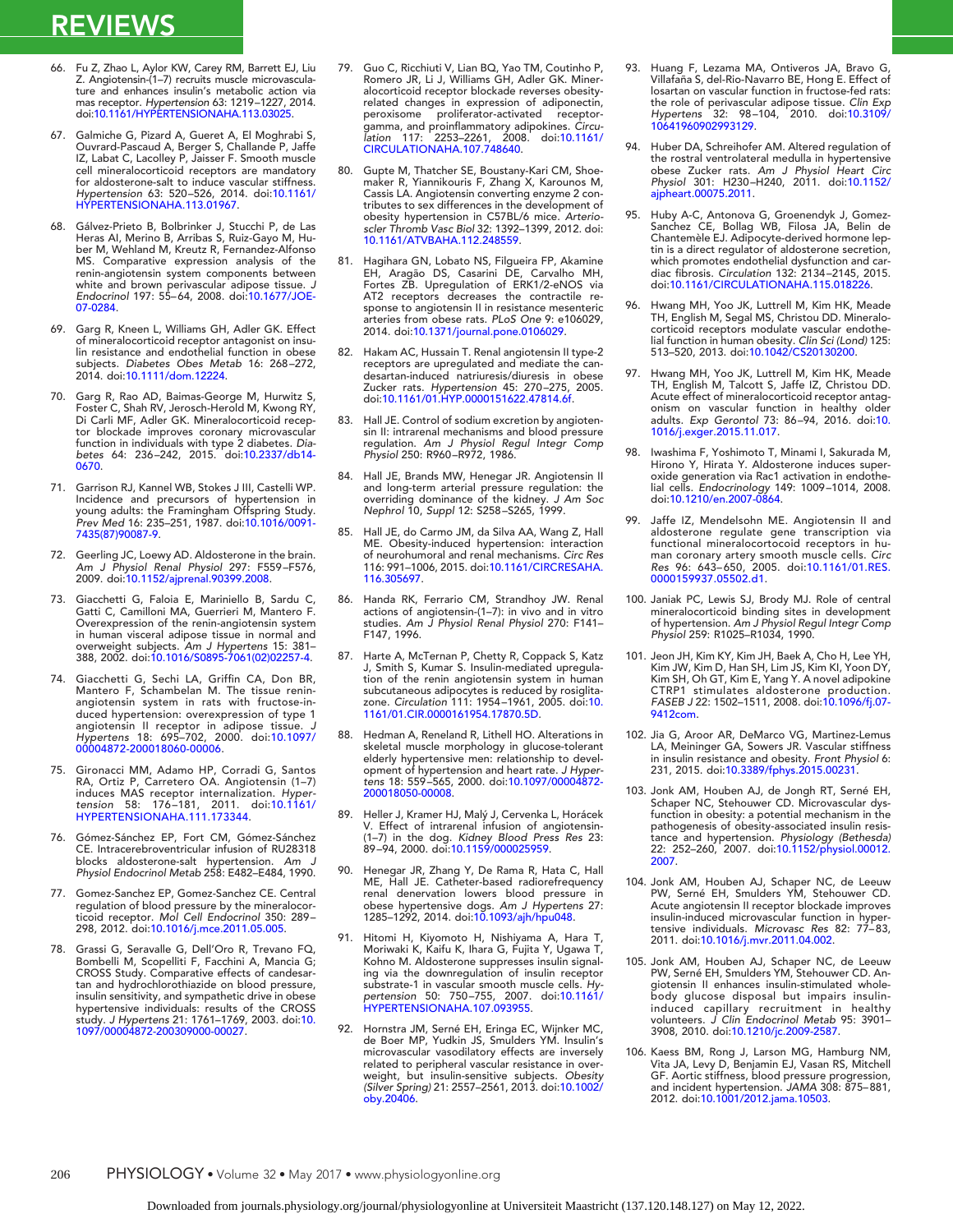66. Fu Z, Zhao L, Aylor KW, Carey RM, Barrett EJ, Liu Z. Angiotensin-(1–7) recruits muscle microvasculature and enhances insulin's metabolic action via mas receptor. *Hypertension* 63: 1219–1227, 2014. doi:10.1161/HYPERTENSIONAHA.113.03025.

67. Galmiche G, Pizard A, Gueret A, El Moghrabi S, Ouvrard-Pascaud A, Berger S, Challande P, Jaffe IZ, Labat C, Lacolley P, Jaisser F. Smooth muscle cell mineralocorticoid receptors are mandatory for aldosterone-salt to induce vascular stiffness. *Hypertension* 63: 520–526, 2014. doi:10.1161/HYPERTENSIONAHA.113.01967.

68. Gálvez-Prieto B, Bolbrinker J, Stucchi P, de Las Heras AI, Merino B, Arribas S, Ruiz-Gayo M, Huber M, Wehland M, Kreutz R, Fernandez-Alfonso MS. Comparative expression analysis of the renin-angiotensin system components between white and brown perivascular adipose tissue. *J Endocrinol* 197: 55–64, 2008. doi:10.1677/JOE-07-0284.

69. Garg R, Kneen L, Williams GH, Adler GK. Effect of mineralocorticoid receptor antagonist on insulin resistance and endothelial function in obese subjects. *Diabetes Obes Metab* 16: 268–272, 2014. doi:10.1111/dom.12224.

70. Garg R, Rao AD, Baimas-George M, Hurwitz S, Foster C, Shah RV, Jerosch-Herold M, Kwong RY, Di Carli MF, Adler GK. Mineralocorticoid receptor blockade improves coronary microvascular function in individuals with type 2 diabetes. *Diabetes* 64: 236–242, 2015. doi:10.2337/db14-0670.

71. Garrison RJ, Kannel WB, Stokes J III, Castelli WP. Incidence and precursors of hypertension in young adults: the Framingham Offspring Study. *Prev Med* 16: 235–251, 1987. doi:10.1016/0091-7435(87)90087-9.

72. Geerling JC, Loewy AD. Aldosterone in the brain. *Am J Physiol Renal Physiol* 297: F559–F576, 2009. doi:10.1152/ajprenal.90399.2008.

73. Giacchetti G, Faloia E, Mariniello B, Sardu C, Gatti C, Camilloni MA, Guerrieri M, Mantero F. Overexpression of the renin-angiotensin system in human visceral adipose tissue in normal and overweight subjects. *Am J Hypertens* 15: 381–388, 2002. doi:10.1016/S0895-7061(02)02257-4.

74. Giacchetti G, Sechi LA, Griffin CA, Don BR, Mantero F, Schambelan M. The tissue renin-angiotensin system in rats with fructose-induced hypertension: overexpression of type 1 angiotensin II receptor in adipose tissue. *J Hypertens* 18: 695–702, 2000. doi:10.1097/00004872-200018060-00006.

75. Gironacci MM, Adamo HP, Corradi G, Santos RA, Ortiz P, Carretero OA. Angiotensin (1–7) induces MAS receptor internalization. *Hypertension* 58: 176–181, 2011. doi:10.1161/HYPERTENSIONAHA.111.173344.

76. Gómez-Sánchez EP, Fort CM, Gómez-Sánchez CE. Intracerebroventricular infusion of RU28318 blocks aldosterone-salt hypertension. *Am J Physiol Endocrinol Metab* 258: E482–E484, 1990.

77. Gomez-Sanchez EP, Gomez-Sanchez CE. Central regulation of blood pressure by the mineralocorticoid receptor. *Mol Cell Endocrinol* 350: 289–298, 2012. doi:10.1016/j.mce.2011.05.005.

78. Grassi G, Seravalle G, Dell'Oro R, Trevano FQ, Bombelli M, Scopelliti F, Facchini A, Mancia G; CROSS Study. Comparative effects of candesartan and hydrochlorothiazide on blood pressure, insulin sensitivity, and sympathetic drive in obese hypertensive individuals: results of the CROSS study. *J Hypertens* 21: 1761–1769, 2003. doi:10.1097/00004872-200309000-00027.

79. Guo C, Ricchiuti V, Lian BQ, Yao TM, Coutinho P, Romero JR, Li J, Williams GH, Adler GK. Mineralocorticoid receptor blockade reverses obesity-related changes in expression of adiponectin, peroxisome proliferator-activated receptor-gamma, and proinflammatory adipokines. *Circulation* 117: 2253–2261, 2008. doi:10.1161/CIRCULATIONAHA.107.748640.

80. Gupte M, Thatcher SE, Boustany-Kari CM, Shoemaker R, Yiannikouris F, Zhang X, Karounos M, Cassis LA. Angiotensin converting enzyme 2 contributes to sex differences in the development of obesity hypertension in C57BL/6 mice. *Arterioscler Thromb Vasc Biol* 32: 1392–1399, 2012. doi:10.1161/ATVBAHA.112.248559.

81. Hagihara GN, Lobato NS, Filgueira FP, Akamine EH, Aragão DS, Casarini DE, Carvalho MH, Fortes ZB. Upregulation of ERK1/2-eNOS via AT2 receptors decreases the contractile response to angiotensin II in resistance mesenteric arteries from obese rats. *PLoS One* 9: e106029, 2014. doi:10.1371/journal.pone.0106029.

82. Hakam AC, Hussain T. Renal angiotensin II type-2 receptors are upregulated and mediate the candesartan-induced natriuresis/diuresis in obese Zucker rats. *Hypertension* 45: 270–275, 2005. doi:10.1161/01.HYP.0000151622.47814.6f.

83. Hall JE. Control of sodium excretion by angiotensin II: intrarenal mechanisms and blood pressure regulation. *Am J Physiol Regul Integr Comp Physiol* 250: R960–R972, 1986.

84. Hall JE, Brands MW, Henegar JR. Angiotensin II and long-term arterial pressure regulation: the overriding dominance of the kidney. *J Am Soc Nephrol* 10, *Suppl* 12: S258–S265, 1999.

85. Hall JE, do Carmo JM, da Silva AA, Wang Z, Hall ME. Obesity-induced hypertension: interaction of neurohumoral and renal mechanisms. *Circ Res* 116: 991–1006, 2015. doi:10.1161/CIRCRESAHA.116.305697.

86. Handa RK, Ferrario CM, Strandhoy JW. Renal actions of angiotensin-(1–7): in vivo and in vitro studies. *Am J Physiol Renal Physiol* 270: F141–F147, 1996.

87. Harte A, McTernan P, Chetty R, Coppack S, Katz J, Smith S, Kumar S. Insulin-mediated upregulation of the renin angiotensin system in human subcutaneous adipocytes is reduced by rosiglitazone. *Circulation* 111: 1954–1961, 2005. doi:10.1161/01.CIR.0000161954.17870.5D.

88. Hedman A, Reneland R, Lithell HO. Alterations in skeletal muscle morphology in glucose-tolerant elderly hypertensive men: relationship to development of hypertension and heart rate. *J Hypertens* 18: 559–565, 2000. doi:10.1097/00004872-200018050-00008.

89. Heller J, Kramer HJ, Malý J, Cervenka L, Horácek V. Effect of intrarenal infusion of angiotensin-(1–7) in the dog. *Kidney Blood Press Res* 23: 89–94, 2000. doi:10.1159/000025959.

90. Henegar JR, Zhang Y, De Rama R, Hata C, Hall ME, Hall JE. Catheter-based radiofrequency renal denervation lowers blood pressure in obese hypertensive dogs. *Am J Hypertens* 27: 1285–1292, 2014. doi:10.1093/ajh/hpu048.

91. Hitomi H, Kiyomoto H, Nishiyama A, Hara T, Moriwaki K, Kaifu K, Ihara G, Fujita Y, Ugawa T, Kohno M. Aldosterone suppresses insulin signaling via the downregulation of insulin receptor substrate-1 in vascular smooth muscle cells. *Hypertension* 50: 750–755, 2007. doi:10.1161/HYPERTENSIONAHA.107.093955.

92. Hornstra JM, Serné EH, Eringa EC, Wijnker MC, de Boer MP, Yudkin JS, Smulders YM. Insulin's microvascular vasodilatory effects are inversely related to peripheral vascular resistance in overweight, but insulin-sensitive subjects. *Obesity (Silver Spring)* 21: 2557–2561, 2013. doi:10.1002/oby.20406.

93. Huang F, Lezama MA, Ontiveros JA, Bravo G, Villafaña S, del-Rio-Navarro BE, Hong E. Effect of losartan on vascular function in fructose-fed rats: the role of perivascular adipose tissue. *Clin Exp Hypertens* 32: 98–104, 2010. doi:10.3109/10641960902993129.

94. Huber DA, Schreihofer AM. Altered regulation of the rostral ventrolateral medulla in hypertensive obese Zucker rats. *Am J Physiol Heart Circ Physiol* 301: H230–H240, 2011. doi:10.1152/ajpheart.00075.2011.

95. Huby A-C, Antonova G, Groenendyk J, Gomez-Sanchez CE, Bollag WB, Filosa JA, Belin de Chantemèle EJ. Adipocyte-derived hormone leptin is a direct regulator of aldosterone secretion, which promotes endothelial dysfunction and cardiac fibrosis. *Circulation* 132: 2134–2145, 2015. doi:10.1161/CIRCULATIONAHA.115.018226.

96. Hwang MH, Yoo JK, Luttrell M, Kim HK, Meade TH, English M, Segal MS, Christou DD. Mineralocorticoid receptors modulate vascular endothelial function in human obesity. *Clin Sci (Lond)* 125: 513–520, 2013. doi:10.1042/CS20130200.

97. Hwang MH, Yoo JK, Luttrell M, Kim HK, Meade TH, English M, Talcott S, Jaffe IZ, Christou DD. Acute effect of mineralocorticoid receptor antagonism on vascular function in healthy older adults. *Exp Gerontol* 73: 86–94, 2016. doi:10.1016/j.exger.2015.11.017.

98. Iwashima F, Yoshimoto T, Minami I, Sakurada M, Hirono Y, Hirata Y. Aldosterone induces superoxide generation via Rac1 activation in endothelial cells. *Endocrinology* 149: 1009–1014, 2008. doi:10.1210/en.2007-0864.

99. Jaffe IZ, Mendelsohn ME. Angiotensin II and aldosterone regulate gene transcription via functional mineralocortocoid receptors in human coronary artery smooth muscle cells. *Circ Res* 96: 643–650, 2005. doi:10.1161/01.RES.0000159937.05502.d1.

100. Janiak PC, Lewis SJ, Brody MJ. Role of central mineralocorticoid binding sites in development of hypertension. *Am J Physiol Regul Integr Comp Physiol* 259: R1025–R1034, 1990.

101. Jeon JH, Kim KY, Kim JH, Baek A, Cho H, Lee YH, Kim JW, Kim D, Han SH, Lim JS, Kim KI, Yoon DY, Kim SH, Oh GT, Kim E, Yang Y. A novel adipokine CTRP1 stimulates aldosterone production. *FASEB J* 22: 1502–1511, 2008. doi:10.1096/fj.07-9412com.

102. Jia G, Aroor AR, DeMarco VG, Martinez-Lemus LA, Meininger GA, Sowers JR. Vascular stiffness in insulin resistance and obesity. *Front Physiol* 6: 231, 2015. doi:10.3389/fphys.2015.00231.

103. Jonk AM, Houben AJ, de Jongh RT, Serné EH, Schaper NC, Stehouwer CD. Microvascular dysfunction in obesity: a potential mechanism in the pathogenesis of obesity-associated insulin resistance and hypertension. *Physiology (Bethesda)* 22: 252–260, 2007. doi:10.1152/physiol.00012.2007.

104. Jonk AM, Houben AJ, Schaper NC, de Leeuw PW, Serné EH, Smulders YM, Stehouwer CD. Acute angiotensin II receptor blockade improves insulin-induced microvascular function in hypertensive individuals. *Microvasc Res* 82: 77–83, 2011. doi:10.1016/j.mvr.2011.04.002.

105. Jonk AM, Houben AJ, Schaper NC, de Leeuw PW, Serné EH, Smulders YM, Stehouwer CD. Angiotensin II enhances insulin-stimulated whole-body glucose disposal but impairs insulin-induced capillary recruitment in healthy volunteers. *J Clin Endocrinol Metab* 95: 3901–3908, 2010. doi:10.1210/jc.2009-2587.

106. Kaess BM, Rong J, Larson MG, Hamburg NM, Vita JA, Levy D, Benjamin EJ, Vasan RS, Mitchell GF. Aortic stiffness, blood pressure progression, and incident hypertension. *JAMA* 308: 875–881, 2012. doi:10.1001/2012.jama.10503.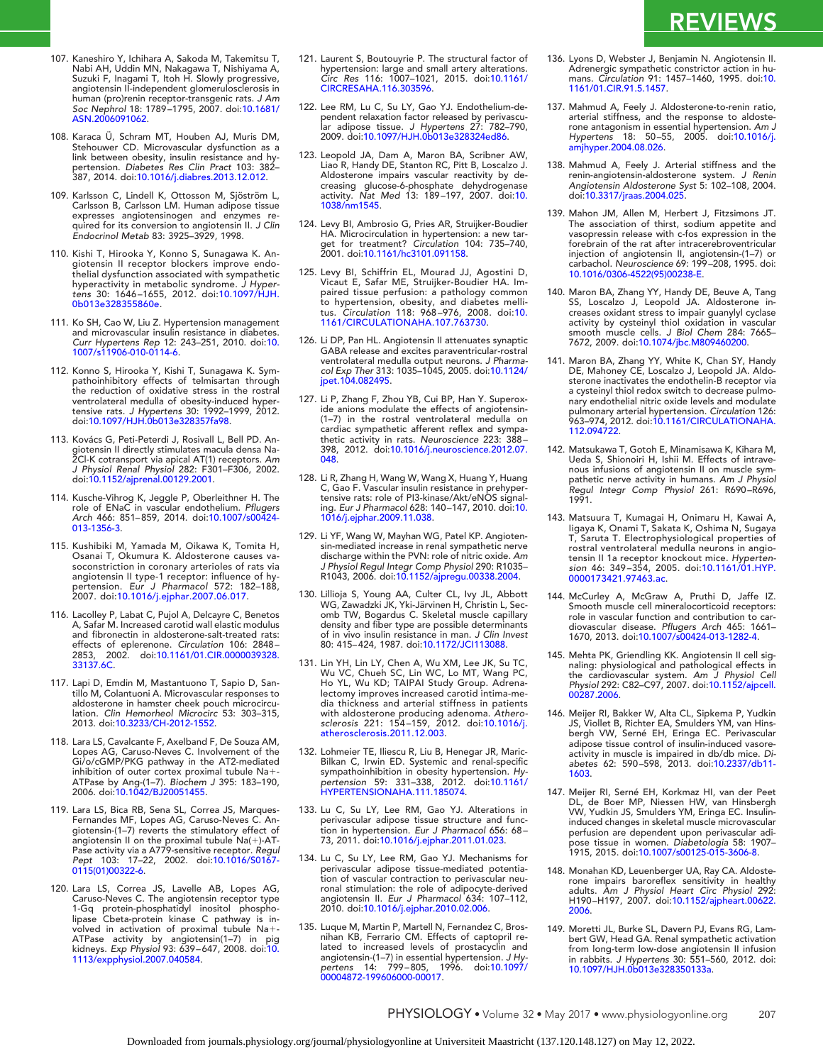107. Kaneshiro Y, Ichihara A, Sakoda M, Takemitsu T, Nabi AH, Uddin MN, Nakagawa T, Nishiyama A, Suzuki F, Inagami T, Itoh H. Slowly progressive, angiotensin II-independent glomerulosclerosis in human (pro)renin receptor-transgenic rats. *J Am Soc Nephrol* 18: 1789–1795, 2007. doi:10.1681/ASN.2006091062.

108. Karaca Ü, Schram MT, Houben AJ, Muris DM, Stehouwer CD. Microvascular dysfunction as a link between obesity, insulin resistance and hypertension. *Diabetes Res Clin Pract* 103: 382–387, 2014. doi:10.1016/j.diabres.2013.12.012.

109. Karlsson C, Lindell K, Ottosson M, Sjöström L, Carlsson B, Carlsson LM. Human adipose tissue expresses angiotensinogen and enzymes required for its conversion to angiotensin II. *J Clin Endocrinol Metab* 83: 3925–3929, 1998.

110. Kishi T, Hirooka Y, Konno S, Sunagawa K. Angiotensin II receptor blockers improve endothelial dysfunction associated with sympathetic hyperactivity in metabolic syndrome. *J Hypertens* 30: 1646–1655, 2012. doi:10.1097/HJH.0b013e328355860e.

111. Ko SH, Cao W, Liu Z. Hypertension management and microvascular insulin resistance in diabetes. *Curr Hypertens Rep* 12: 243–251, 2010. doi:10.1007/s11906-010-0114-6.

112. Konno S, Hirooka Y, Kishi T, Sunagawa K. Sympathoinhibitory effects of telmisartan through the reduction of oxidative stress in the rostral ventrolateral medulla of obesity-induced hypertensive rats. *J Hypertens* 30: 1992–1999, 2012. doi:10.1097/HJH.0b013e328357fa98.

113. Kovács G, Peti-Peterdi J, Rosivall L, Bell PD. Angiotensin II directly stimulates macula densa Na-2Cl-K cotransport via apical AT(1) receptors. *Am J Physiol Renal Physiol* 282: F301–F306, 2002. doi:10.1152/ajprenal.00129.2001.

114. Kusche-Vihrog K, Jeggle P, Oberleithner H. The role of ENaC in vascular endothelium. *Pflugers Arch* 466: 851–859, 2014. doi:10.1007/s00424-013-1356-3.

115. Kushibiki M, Yamada M, Oikawa K, Tomita H, Osanai T, Okumura K. Aldosterone causes vasoconstriction in coronary arterioles of rats via angiotensin II type-1 receptor: influence of hypertension. *Eur J Pharmacol* 572: 182–188, 2007. doi:10.1016/j.ejphar.2007.06.017.

116. Lacolley P, Labat C, Pujol A, Delcayre C, Benetos A, Safar M. Increased carotid wall elastic modulus and fibronectin in aldosterone-salt-treated rats: effects of eplerenone. *Circulation* 106: 2848–2853, 2002. doi:10.1161/01.CIR.0000039328.33137.6C.

117. Lapi D, Emdin M, Mastantuono T, Sapio D, Santillo M, Colantuoni A. Microvascular responses to aldosterone in hamster cheek pouch microcirculation. *Clin Hemorheol Microcirc* 53: 303–315, 2013. doi:10.3233/CH-2012-1552.

118. Lara LS, Cavalcante F, Axelband F, De Souza AM, Lopes AG, Caruso-Neves C. Involvement of the Gi/o/cGMP/PKG pathway in the AT2-mediated inhibition of outer cortex proximal tubule Na+-ATPase by Ang-(1–7). *Biochem J* 395: 183–190, 2006. doi:10.1042/BJ20051455.

119. Lara LS, Bica RB, Sena SL, Correa JS, Marques-Fernandes MF, Lopes AG, Caruso-Neves C. Angiotensin-(1–7) reverts the stimulatory effect of angiotensin II on the proximal tubule Na(+)-ATPase activity via a A779-sensitive receptor. *Regul Pept* 103: 17–22, 2002. doi:10.1016/S0167-0115(01)00322-6.

120. Lara LS, Correa JS, Lavelle AB, Lopes AG, Caruso-Neves C. The angiotensin receptor type 1-Gq protein-phosphatidyl inositol phospholipase Cbeta-protein kinase C pathway is involved in activation of proximal tubule Na+-ATPase activity by angiotensin(1–7) in pig kidneys. *Exp Physiol* 93: 639–647, 2008. doi:10.1113/expphysiol.2007.040584.

121. Laurent S, Boutouyrie P. The structural factor of hypertension: large and small artery alterations. *Circ Res* 116: 1007–1021, 2015. doi:10.1161/CIRCRESAHA.116.303596.

122. Lee RM, Lu C, Su LY, Gao YJ. Endothelium-dependent relaxation factor released by perivascular adipose tissue. *J Hypertens* 27: 782–790, 2009. doi:10.1097/HJH.0b013e328324ed86.

123. Leopold JA, Dam A, Maron BA, Scribner AW, Liao R, Handy DE, Stanton RC, Pitt B, Loscalzo J. Aldosterone impairs vascular reactivity by decreasing glucose-6-phosphate dehydrogenase activity. *Nat Med* 13: 189–197, 2007. doi:10.1038/nm1545.

124. Levy BI, Ambrosio G, Pries AR, Struijker-Boudier HA. Microcirculation in hypertension: a new target for treatment? *Circulation* 104: 735–740, 2001. doi:10.1161/hc3101.091158.

125. Levy BI, Schiffrin EL, Mourad JJ, Agostini D, Vicaut E, Safar ME, Struijker-Boudier HA. Impaired tissue perfusion: a pathology common to hypertension, obesity, and diabetes mellitus. *Circulation* 118: 968–976, 2008. doi:10.1161/CIRCULATIONAHA.107.763730.

126. Li DP, Pan HL. Angiotensin II attenuates synaptic GABA release and excites paraventricular-rostral ventrolateral medulla output neurons. *J Pharmacol Exp Ther* 313: 1035–1045, 2005. doi:10.1124/jpet.104.082495.

127. Li P, Zhang F, Zhou YB, Cui BP, Han Y. Superoxide anions modulate the effects of angiotensin-(1–7) in the rostral ventrolateral medulla on cardiac sympathetic afferent reflex and sympathetic activity in rats. *Neuroscience* 223: 388–398, 2012. doi:10.1016/j.neuroscience.2012.07.048.

128. Li R, Zhang H, Wang W, Wang X, Huang Y, Huang C, Gao F. Vascular insulin resistance in prehypertensive rats: role of PI3-kinase/Akt/eNOS signaling. *Eur J Pharmacol* 628: 140–147, 2010. doi:10.1016/j.ejphar.2009.11.038.

129. Li YF, Wang W, Mayhan WG, Patel KP. Angiotensin-mediated increase in renal sympathetic nerve discharge within the PVN: role of nitric oxide. *Am J Physiol Regul Integr Comp Physiol* 290: R1035–R1043, 2006. doi:10.1152/ajpregu.00338.2004.

130. Lillioja S, Young AA, Culter CL, Ivy JL, Abbott WG, Zawadzki JK, Yki-Järvinen H, Christin L, Secomb TW, Bogardus C. Skeletal muscle capillary density and fiber type are possible determinants of in vivo insulin resistance in man. *J Clin Invest* 80: 415–424, 1987. doi:10.1172/JCI113088.

131. Lin YH, Lin LY, Chen A, Wu XM, Lee JK, Su TC, Wu VC, Chueh SC, Lin WC, Lo MT, Wang PC, Ho YL, Wu KD; TAIPAI Study Group. Adrenalectomy improves increased carotid intima-media thickness and arterial stiffness in patients with aldosterone producing adenoma. *Atherosclerosis* 221: 154–159, 2012. doi:10.1016/j.atherosclerosis.2011.12.003.

132. Lohmeier TE, Iliescu R, Liu B, Henegar JR, Maric-Bilkan C, Irwin ED. Systemic and renal-specific sympathoinhibition in obesity hypertension. *Hypertension* 59: 331–338, 2012. doi:10.1161/HYPERTENSIONAHA.111.185074.

133. Lu C, Su LY, Lee RM, Gao YJ. Alterations in perivascular adipose tissue structure and function in hypertension. *Eur J Pharmacol* 656: 68–73, 2011. doi:10.1016/j.ejphar.2011.01.023.

134. Lu C, Su LY, Lee RM, Gao YJ. Mechanisms for perivascular adipose tissue-mediated potentiation of vascular contraction to perivascular neuronal stimulation: the role of adipocyte-derived angiotensin II. *Eur J Pharmacol* 634: 107–112, 2010. doi:10.1016/j.ejphar.2010.02.006.

135. Luque M, Martin P, Martell N, Fernandez C, Brosnihan KB, Ferrario CM. Effects of captopril related to increased levels of prostacyclin and angiotensin-(1–7) in essential hypertension. *J Hypertens* 14: 799–805, 1996. doi:10.1097/00004872-199606000-00017.

136. Lyons D, Webster J, Benjamin N. Angiotensin II. Adrenergic sympathetic constrictor action in humans. *Circulation* 91: 1457–1460, 1995. doi:10.1161/01.CIR.91.5.1457.

137. Mahmud A, Feely J. Aldosterone-to-renin ratio, arterial stiffness, and the response to aldosterone antagonism in essential hypertension. *Am J Hypertens* 18: 50–55, 2005. doi:10.1016/j.amjhyper.2004.08.026.

138. Mahmud A, Feely J. Arterial stiffness and the renin-angiotensin-aldosterone system. *J Renin Angiotensin Aldosterone Syst* 5: 102–108, 2004. doi:10.3317/jraas.2004.025.

139. Mahon JM, Allen M, Herbert J, Fitzsimons JT. The association of thirst, sodium appetite and vasopressin release with c-fos expression in the forebrain of the rat after intracerebroventricular injection of angiotensin II, angiotensin-(1–7) or carbachol. *Neuroscience* 69: 199–208, 1995. doi:10.1016/0306-4522(95)00238-E.

140. Maron BA, Zhang YY, Handy DE, Beuve A, Tang SS, Loscalzo J, Leopold JA. Aldosterone increases oxidant stress to impair guanylyl cyclase activity by cysteinyl thiol oxidation in vascular smooth muscle cells. *J Biol Chem* 284: 7665–7672, 2009. doi:10.1074/jbc.M809460200.

141. Maron BA, Zhang YY, White K, Chan SY, Handy DE, Mahoney CE, Loscalzo J, Leopold JA. Aldosterone inactivates the endothelin-B receptor via a cysteinyl thiol redox switch to decrease pulmonary endothelial nitric oxide levels and modulate pulmonary arterial hypertension. *Circulation* 126: 963–974, 2012. doi:10.1161/CIRCULATIONAHA.112.094722.

142. Matsukawa T, Gotoh E, Minamisawa K, Kihara M, Ueda S, Shionoiri H, Ishii M. Effects of intravenous infusions of angiotensin II on muscle sympathetic nerve activity in humans. *Am J Physiol Regul Integr Comp Physiol* 261: R690–R696, 1991.

143. Matsuura T, Kumagai H, Onimaru H, Kawai A, Iigaya K, Onami T, Sakata K, Oshima N, Sugaya T, Saruta T. Electrophysiological properties of rostral ventrolateral medulla neurons in angiotensin II 1a receptor knockout mice. *Hypertension* 46: 349–354, 2005. doi:10.1161/01.HYP.0000173421.97463.ac.

144. McCurley A, McGraw A, Pruthi D, Jaffe IZ. Smooth muscle cell mineralocorticoid receptors: role in vascular function and contribution to cardiovascular disease. *Pflugers Arch* 465: 1661–1670, 2013. doi:10.1007/s00424-013-1282-4.

145. Mehta PK, Griendling KK. Angiotensin II cell signaling: physiological and pathological effects in the cardiovascular system. *Am J Physiol Cell Physiol* 292: C82–C97, 2007. doi:10.1152/ajpcell.00287.2006.

146. Meijer RI, Bakker W, Alta CL, Sipkema P, Yudkin JS, Viollet B, Richter EA, Smulders YM, van Hinsbergh VW, Serné EH, Eringa EC. Perivascular adipose tissue control of insulin-induced vasoreactivity in muscle is impaired in db/db mice. *Diabetes* 62: 590–598, 2013. doi:10.2337/db11-1603.

147. Meijer RI, Serné EH, Korkmaz HI, van der Peet DL, de Boer MP, Niessen HW, van Hinsbergh VW, Yudkin JS, Smulders YM, Eringa EC. Insulin-induced changes in skeletal muscle microvascular perfusion are dependent upon perivascular adipose tissue in women. *Diabetologia* 58: 1907–1915, 2015. doi:10.1007/s00125-015-3606-8.

148. Monahan KD, Leuenberger UA, Ray CA. Aldosterone impairs baroreflex sensitivity in healthy adults. *Am J Physiol Heart Circ Physiol* 292: H190–H197, 2007. doi:10.1152/ajpheart.00622.2006.

149. Moretti JL, Burke SL, Davern PJ, Evans RG, Lambert GW, Head GA. Renal sympathetic activation from long-term low-dose angiotensin II infusion in rabbits. *J Hypertens* 30: 551–560, 2012. doi:10.1097/HJH.0b013e328350133a.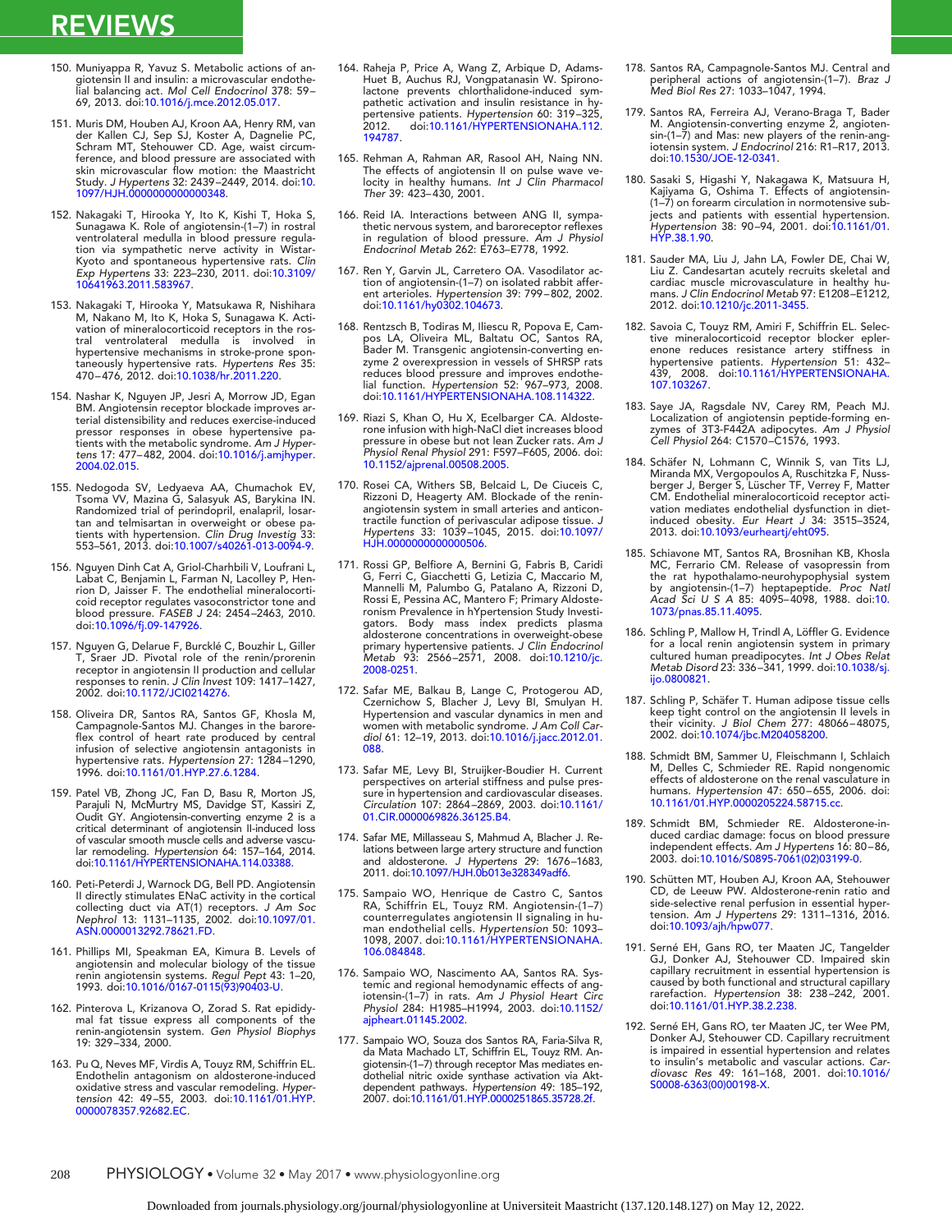150. Muniyappa R, Yavuz S. Metabolic actions of angiotensin II and insulin: a microvascular endothelial balancing act. *Mol Cell Endocrinol* 378: 59–69, 2013. doi:10.1016/j.mce.2012.05.017.

151. Muris DM, Houben AJ, Kroon AA, Henry RM, van der Kallen CJ, Sep SJ, Koster A, Dagnelie PC, Schram MT, Stehouwer CD. Age, waist circumference, and blood pressure are associated with skin microvascular flow motion: the Maastricht Study. *J Hypertens* 32: 2439–2449, 2014. doi:10.1097/HJH.0000000000000348.

152. Nakagaki T, Hirooka Y, Ito K, Kishi T, Hoka S, Sunagawa K. Role of angiotensin-(1–7) in rostral ventrolateral medulla in blood pressure regulation via sympathetic nerve activity in Wistar-Kyoto and spontaneous hypertensive rats. *Clin Exp Hypertens* 33: 223–230, 2011. doi:10.3109/10641963.2011.583967.

153. Nakagaki T, Hirooka Y, Matsukawa R, Nishihara M, Nakano M, Ito K, Hoka S, Sunagawa K. Activation of mineralocorticoid receptors in the rostral ventrolateral medulla is involved in hypertensive mechanisms in stroke-prone spontaneously hypertensive rats. *Hypertens Res* 35: 470–476, 2012. doi:10.1038/hr.2011.220.

154. Nashar K, Nguyen JP, Jesri A, Morrow JD, Egan BM. Angiotensin receptor blockade improves arterial distensibility and reduces exercise-induced pressor responses in obese hypertensive patients with the metabolic syndrome. *Am J Hypertens* 17: 477–482, 2004. doi:10.1016/j.amjhyper.2004.02.015.

155. Nedogoda SV, Ledyaeva AA, Chumachok EV, Tsoma VV, Mazina G, Salasyuk AS, Barykina IN. Randomized trial of perindopril, enalapril, losartan and telmisartan in overweight or obese patients with hypertension. *Clin Drug Investig* 33: 553–561, 2013. doi:10.1007/s40261-013-0094-9.

156. Nguyen Dinh Cat A, Griol-Charhbili V, Loufrani L, Labat C, Benjamin L, Farman N, Lacolley P, Henrion D, Jaisser F. The endothelial mineralocorticoid receptor regulates vasoconstrictor tone and blood pressure. *FASEB J* 24: 2454–2463, 2010. doi:10.1096/fj.09-147926.

157. Nguyen G, Delarue F, Burcklé C, Bouzhir L, Giller T, Sraer JD. Pivotal role of the renin/prorenin receptor in angiotensin II production and cellular responses to renin. *J Clin Invest* 109: 1417–1427, 2002. doi:10.1172/JCI0214276.

158. Oliveira DR, Santos RA, Santos GF, Khosla M, Campagnole-Santos MJ. Changes in the baroreflex control of heart rate produced by central infusion of selective angiotensin antagonists in hypertensive rats. *Hypertension* 27: 1284–1290, 1996. doi:10.1161/01.HYP.27.6.1284.

159. Patel VB, Zhong JC, Fan D, Basu R, Morton JS, Parajuli N, McMurtry MS, Davidge ST, Kassiri Z, Oudit GY. Angiotensin-converting enzyme 2 is a critical determinant of angiotensin II-induced loss of vascular smooth muscle cells and adverse vascular remodeling. *Hypertension* 64: 157–164, 2014. doi:10.1161/HYPERTENSIONAHA.114.03388.

160. Peti-Peterdi J, Warnock DG, Bell PD. Angiotensin II directly stimulates ENaC activity in the cortical collecting duct via AT(1) receptors. *J Am Soc Nephrol* 13: 1131–1135, 2002. doi:10.1097/01.ASN.0000013292.78621.FD.

161. Phillips MI, Speakman EA, Kimura B. Levels of angiotensin and molecular biology of the tissue renin angiotensin systems. *Regul Pept* 43: 1–20, 1993. doi:10.1016/0167-0115(93)90403-U.

162. Pinterova L, Krizanova O, Zorad S. Rat epididymal fat tissue express all components of the renin-angiotensin system. *Gen Physiol Biophys* 19: 329–334, 2000.

163. Pu Q, Neves MF, Virdis A, Touyz RM, Schiffrin EL. Endothelin antagonism on aldosterone-induced oxidative stress and vascular remodeling. *Hypertension* 42: 49–55, 2003. doi:10.1161/01.HYP.0000078357.92682.EC.

164. Raheja P, Price A, Wang Z, Arbique D, Adams-Huet B, Auchus RJ, Vongpatanasin W. Spironolactone prevents chlorthalidone-induced sympathetic activation and insulin resistance in hypertensive patients. *Hypertension* 60: 319–325, 2012. doi:10.1161/HYPERTENSIONAHA.112.194787.

165. Rehman A, Rahman AR, Rasool AH, Naing NN. The effects of angiotensin II on pulse wave velocity in healthy humans. *Int J Clin Pharmacol Ther* 39: 423–430, 2001.

166. Reid IA. Interactions between ANG II, sympathetic nervous system, and baroreceptor reflexes in regulation of blood pressure. *Am J Physiol Endocrinol Metab* 262: E763–E778, 1992.

167. Ren Y, Garvin JL, Carretero OA. Vasodilator action of angiotensin-(1–7) on isolated rabbit afferent arterioles. *Hypertension* 39: 799–802, 2002. doi:10.1161/hy0302.104673.

168. Rentzsch B, Todiras M, Iliescu R, Popova E, Campos LA, Oliveira ML, Baltatu OC, Santos RA, Bader M. Transgenic angiotensin-converting enzyme 2 overexpression in vessels of SHRSP rats reduces blood pressure and improves endothelial function. *Hypertension* 52: 967–973, 2008. doi:10.1161/HYPERTENSIONAHA.108.114322.

169. Riazi S, Khan O, Hu X, Ecelbarger CA. Aldosterone infusion with high-NaCl diet increases blood pressure in obese but not lean Zucker rats. *Am J Physiol Renal Physiol* 291: F597–F605, 2006. doi:10.1152/ajprenal.00508.2005.

170. Rosei CA, Withers SB, Belcaid L, De Ciuceis C, Rizzoni D, Heagerty AM. Blockade of the renin-angiotensin system in small arteries and anticontractile function of perivascular adipose tissue. *J Hypertens* 33: 1039–1045, 2015. doi:10.1097/HJH.0000000000000506.

171. Rossi GP, Belfiore A, Bernini G, Fabris B, Caridi G, Ferri C, Giacchetti G, Letizia C, Maccario M, Mannelli M, Palumbo G, Patalano A, Rizzoni D, Rossi E, Pessina AC, Mantero F; Primary Aldosteronism Prevalence in hYpertension Study Investigators. Body mass index predicts plasma aldosterone concentrations in overweight-obese primary hypertensive patients. *J Clin Endocrinol Metab* 93: 2566–2571, 2008. doi:10.1210/jc.2008-0251.

172. Safar ME, Balkau B, Lange C, Protogerou AD, Czernichow S, Blacher J, Levy BI, Smulyan H. Hypertension and vascular dynamics in men and women with metabolic syndrome. *J Am Coll Cardiol* 61: 12–19, 2013. doi:10.1016/j.jacc.2012.01.088.

173. Safar ME, Levy BI, Struijker-Boudier H. Current perspectives on arterial stiffness and pulse pressure in hypertension and cardiovascular diseases. *Circulation* 107: 2864–2869, 2003. doi:10.1161/01.CIR.0000069826.36125.B4.

174. Safar ME, Millasseau S, Mahmud A, Blacher J. Relations between large artery structure and function and aldosterone. *J Hypertens* 29: 1676–1683, 2011. doi:10.1097/HJH.0b013e328349adf6.

175. Sampaio WO, Henrique de Castro C, Santos RA, Schiffrin EL, Touyz RM. Angiotensin-(1–7) counterregulates angiotensin II signaling in human endothelial cells. *Hypertension* 50: 1093–1098, 2007. doi:10.1161/HYPERTENSIONAHA.106.084848.

176. Sampaio WO, Nascimento AA, Santos RA. Systemic and regional hemodynamic effects of angiotensin-(1–7) in rats. *Am J Physiol Heart Circ Physiol* 284: H1985–H1994, 2003. doi:10.1152/ajpheart.01145.2002.

177. Sampaio WO, Souza dos Santos RA, Faria-Silva R, da Mata Machado LT, Schiffrin EL, Touyz RM. Angiotensin-(1–7) through receptor Mas mediates endothelial nitric oxide synthase activation via Akt-dependent pathways. *Hypertension* 49: 185–192, 2007. doi:10.1161/01.HYP.0000251865.35728.2f.

178. Santos RA, Campagnole-Santos MJ. Central and peripheral actions of angiotensin-(1–7). *Braz J Med Biol Res* 27: 1033–1047, 1994.

179. Santos RA, Ferreira AJ, Verano-Braga T, Bader M. Angiotensin-converting enzyme 2, angiotensin-(1–7) and Mas: new players of the renin-angiotensin system. *J Endocrinol* 216: R1–R17, 2013. doi:10.1530/JOE-12-0341.

180. Sasaki S, Higashi Y, Nakagawa K, Matsuura H, Kajiyama G, Oshima T. Effects of angiotensin-(1–7) on forearm circulation in normotensive subjects and patients with essential hypertension. *Hypertension* 38: 90–94, 2001. doi:10.1161/01.HYP.38.1.90.

181. Sauder MA, Liu J, Jahn LA, Fowler DE, Chai W, Liu Z. Candesartan acutely recruits skeletal and cardiac muscle microvasculature in healthy humans. *J Clin Endocrinol Metab* 97: E1208–E1212, 2012. doi:10.1210/jc.2011-3455.

182. Savoia C, Touyz RM, Amiri F, Schiffrin EL. Selective mineralocorticoid receptor blocker eplerenone reduces resistance artery stiffness in hypertensive patients. *Hypertension* 51: 432–439, 2008. doi:10.1161/HYPERTENSIONAHA.107.103267.

183. Saye JA, Ragsdale NV, Carey RM, Peach MJ. Localization of angiotensin peptide-forming enzymes of 3T3-F442A adipocytes. *Am J Physiol Cell Physiol* 264: C1570–C1576, 1993.

184. Schäfer N, Lohmann C, Winnik S, van Tits LJ, Miranda MX, Vergopoulos A, Ruschitzka F, Nussberger J, Berger S, Lüscher TF, Verrey F, Matter CM. Endothelial mineralocorticoid receptor activation mediates endothelial dysfunction in diet-induced obesity. *Eur Heart J* 34: 3515–3524, 2013. doi:10.1093/eurheartj/eht095.

185. Schiavone MT, Santos RA, Brosnihan KB, Khosla MC, Ferrario CM. Release of vasopressin from the rat hypothalamo-neurohypophysial system by angiotensin-(1–7) heptapeptide. *Proc Natl Acad Sci U S A* 85: 4095–4098, 1988. doi:10.1073/pnas.85.11.4095.

186. Schling P, Mallow H, Trindl A, Löffler G. Evidence for a local renin angiotensin system in primary cultured human preadipocytes. *Int J Obes Relat Metab Disord* 23: 336–341, 1999. doi:10.1038/sj.ijo.0800821.

187. Schling P, Schäfer T. Human adipose tissue cells keep tight control on the angiotensin II levels in their vicinity. *J Biol Chem* 277: 48066–48075, 2002. doi:10.1074/jbc.M204058200.

188. Schmidt BM, Sammer U, Fleischmann I, Schlaich M, Delles C, Schmieder RE. Rapid nongenomic effects of aldosterone on the renal vasculature in humans. *Hypertension* 47: 650–655, 2006. doi:10.1161/01.HYP.0000205224.58715.cc.

189. Schmidt BM, Schmieder RE. Aldosterone-induced cardiac damage: focus on blood pressure independent effects. *Am J Hypertens* 16: 80–86, 2003. doi:10.1016/S0895-7061(02)03199-0.

190. Schütten MT, Houben AJ, Kroon AA, Stehouwer CD, de Leeuw PW. Aldosterone-renin ratio and side-selective renal perfusion in essential hypertension. *Am J Hypertens* 29: 1311–1316, 2016. doi:10.1093/ajh/hpw077.

191. Serné EH, Gans RO, ter Maaten JC, Tangelder GJ, Donker AJ, Stehouwer CD. Impaired skin capillary recruitment in essential hypertension is caused by both functional and structural capillary rarefaction. *Hypertension* 38: 238–242, 2001. doi:10.1161/01.HYP.38.2.238.

192. Serné EH, Gans RO, ter Maaten JC, ter Wee PM, Donker AJ, Stehouwer CD. Capillary recruitment is impaired in essential hypertension and relates to insulin's metabolic and vascular actions. *Cardiovasc Res* 49: 161–168, 2001. doi:10.1016/S0008-6363(00)00198-X.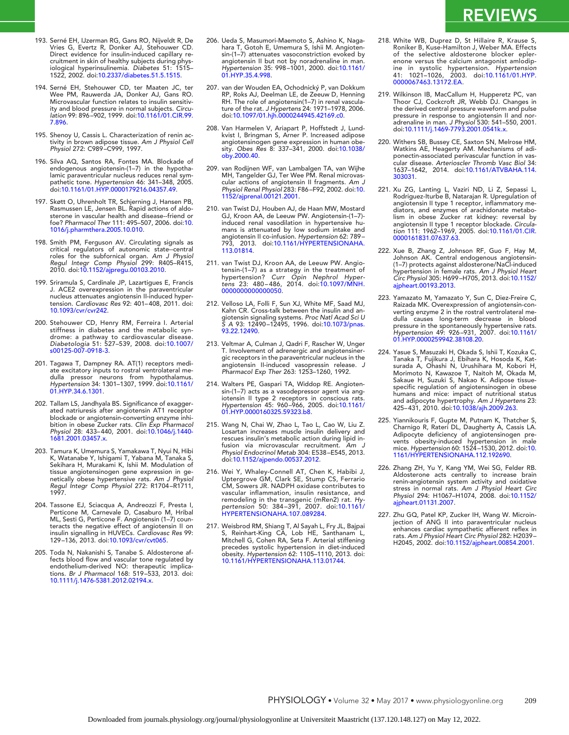193. Serné EH, IJzerman RG, Gans RO, Nijveldt R, De Vries G, Evertz R, Donker AJ, Stehouwer CD. Direct evidence for insulin-induced capillary recruitment in skin of healthy subjects during physiological hyperinsulinemia. *Diabetes* 51: 1515–1522, 2002. doi:10.2337/diabetes.51.5.1515.

194. Serné EH, Stehouwer CD, ter Maaten JC, ter Wee PM, Rauwerda JA, Donker AJ, Gans RO. Microvascular function relates to insulin sensitivity and blood pressure in normal subjects. *Circulation* 99: 896–902, 1999. doi:10.1161/01.CIR.99.7.896.

195. Shenoy U, Cassis L. Characterization of renin activity in brown adipose tissue. *Am J Physiol Cell Physiol* 272: C989–C999, 1997.

196. Silva AQ, Santos RA, Fontes MA. Blockade of endogenous angiotensin-(1–7) in the hypothalamic paraventricular nucleus reduces renal sympathetic tone. *Hypertension* 46: 341–348, 2005. doi:10.1161/01.HYP.0000179216.04357.49.

197. Skøtt O, Uhrenholt TR, Schjerning J, Hansen PB, Rasmussen LE, Jensen BL. Rapid actions of aldosterone in vascular health and disease–friend or foe? *Pharmacol Ther* 111: 495–507, 2006. doi:10.1016/j.pharmthera.2005.10.010.

198. Smith PM, Ferguson AV. Circulating signals as critical regulators of autonomic state--central roles for the subfornical organ. *Am J Physiol Regul Integr Comp Physiol* 299: R405–R415, 2010. doi:10.1152/ajpregu.00103.2010.

199. Sriramula S, Cardinale JP, Lazartigues E, Francis J. ACE2 overexpression in the paraventricular nucleus attenuates angiotensin II-induced hypertension. *Cardiovasc Res* 92: 401–408, 2011. doi:10.1093/cvr/cvr242.

200. Stehouwer CD, Henry RM, Ferreira I. Arterial stiffness in diabetes and the metabolic syndrome: a pathway to cardiovascular disease. *Diabetologia* 51: 527–539, 2008. doi:10.1007/s00125-007-0918-3.

201. Tagawa T, Dampney RA. AT(1) receptors mediate excitatory inputs to rostral ventrolateral medulla pressor neurons from hypothalamus. *Hypertension* 34: 1301–1307, 1999. doi:10.1161/01.HYP.34.6.1301.

202. Tallam LS, Jandhyala BS. Significance of exaggerated natriuresis after angiotensin AT1 receptor blockade or angiotensin-converting enzyme inhibition in obese Zucker rats. *Clin Exp Pharmacol Physiol* 28: 433–440, 2001. doi:10.1046/j.1440-1681.2001.03457.x.

203. Tamura K, Umemura S, Yamakawa T, Nyui N, Hibi K, Watanabe Y, Ishigami T, Yabana M, Tanaka S, Sekihara H, Murakami K, Ishii M. Modulation of tissue angiotensinogen gene expression in genetically obese hypertensive rats. *Am J Physiol Regul Integr Comp Physiol* 272: R1704–R1711, 1997.

204. Tassone EJ, Sciacqua A, Andreozzi F, Presta I, Perticone M, Carnevale D, Casaburo M, Hribal ML, Sesti G, Perticone F. Angiotensin (1–7) counteracts the negative effect of angiotensin II on insulin signalling in HUVECs. *Cardiovasc Res* 99: 129–136, 2013. doi:10.1093/cvr/cvt065.

205. Toda N, Nakanishi S, Tanabe S. Aldosterone affects blood flow and vascular tone regulated by endothelium-derived NO: therapeutic implications. *Br J Pharmacol* 168: 519–533, 2013. doi:10.1111/j.1476-5381.2012.02194.x.

206. Ueda S, Masumori-Maemoto S, Ashino K, Nagahara T, Gotoh E, Umemura S, Ishii M. Angiotensin-(1–7) attenuates vasoconstriction evoked by angiotensin II but not by noradrenaline in man. *Hypertension* 35: 998–1001, 2000. doi:10.1161/01.HYP.35.4.998.

207. van der Wouden EA, Ochodnický P, van Dokkum RP, Roks AJ, Deelman LE, de Zeeuw D, Henning RH. The role of angiotensin(1–7) in renal vasculature of the rat. *J Hypertens* 24: 1971–1978, 2006. doi:10.1097/01.hjh.0000244945.42169.c0.

208. Van Harmelen V, Ariapart P, Hoffstedt J, Lundkvist I, Bringman S, Arner P. Increased adipose angiotensinogen gene expression in human obesity. *Obes Res* 8: 337–341, 2000. doi:10.1038/oby.2000.40.

209. van Rodijnen WF, van Lambalgen TA, van Wijhe MH, Tangelder GJ, Ter Wee PM. Renal microvascular actions of angiotensin II fragments. *Am J Physiol Renal Physiol* 283: F86–F92, 2002. doi:10.1152/ajprenal.00121.2001.

210. van Twist DJ, Houben AJ, de Haan MW, Mostard GJ, Kroon AA, de Leeuw PW. Angiotensin-(1–7)-induced renal vasodilation in hypertensive humans is attenuated by low sodium intake and angiotensin II co-infusion. *Hypertension* 62: 789–793, 2013. doi:10.1161/HYPERTENSIONAHA.113.01814.

211. van Twist DJ, Kroon AA, de Leeuw PW. Angiotensin-(1–7) as a strategy in the treatment of hypertension? *Curr Opin Nephrol Hypertens* 23: 480–486, 2014. doi:10.1097/MNH.0000000000000050.

212. Velloso LA, Folli F, Sun XJ, White MF, Saad MJ, Kahn CR. Cross-talk between the insulin and angiotensin signaling systems. *Proc Natl Acad Sci USA* 93: 12490–12495, 1996. doi:10.1073/pnas.93.22.12490.

213. Veltmar A, Culman J, Qadri F, Rascher W, Unger T. Involvement of adrenergic and angiotensinergic receptors in the paraventricular nucleus in the angiotensin II-induced vasopressin release. *J Pharmacol Exp Ther* 263: 1253–1260, 1992.

214. Walters PE, Gaspari TA, Widdop RE. Angiotensin-(1–7) acts as a vasodepressor agent via angiotensin II type 2 receptors in conscious rats. *Hypertension* 45: 960–966, 2005. doi:10.1161/01.HYP.0000160325.59323.b8.

215. Wang N, Chai W, Zhao L, Tao L, Cao W, Liu Z. Losartan increases muscle insulin delivery and rescues insulin's metabolic action during lipid infusion via microvascular recruitment. *Am J Physiol Endocrinol Metab* 304: E538–E545, 2013. doi:10.1152/ajpendo.00537.2012.

216. Wei Y, Whaley-Connell AT, Chen K, Habibi J, Uptergrove GM, Clark SE, Stump CS, Ferrario CM, Sowers JR. NADPH oxidase contributes to vascular inflammation, insulin resistance, and remodeling in the transgenic (mRen2) rat. *Hypertension* 50: 384–391, 2007. doi:10.1161/HYPERTENSIONAHA.107.089284.

217. Weisbrod RM, Shiang T, Al Sayah L, Fry JL, Bajpai S, Reinhart-King CA, Lob HE, Santhanam L, Mitchell G, Cohen RA, Seta F. Arterial stiffening precedes systolic hypertension in diet-induced obesity. *Hypertension* 62: 1105–1110, 2013. doi:10.1161/HYPERTENSIONAHA.113.01744.

218. White WB, Duprez D, St Hillaire R, Krause S, Roniker B, Kuse-Hamilton J, Weber MA. Effects of the selective aldosterone blocker eplerenone versus the calcium antagonist amlodipine in systolic hypertension. *Hypertension* 41: 1021–1026, 2003. doi:10.1161/01.HYP.0000067463.13172.EA.

219. Wilkinson IB, MacCallum H, Hupperetz PC, van Thoor CJ, Cockcroft JR, Webb DJ. Changes in the derived central pressure waveform and pulse pressure in response to angiotensin II and noradrenaline in man. *J Physiol* 530: 541–550, 2001. doi:10.1111/j.1469-7793.2001.0541k.x.

220. Withers SB, Bussey CE, Saxton SN, Melrose HM, Watkins AE, Heagerty AM. Mechanisms of adiponectin-associated perivascular function in vascular disease. *Arterioscler Thromb Vasc Biol* 34: 1637–1642, 2014. doi:10.1161/ATVBAHA.114.303031.

221. Xu ZG, Lanting L, Vaziri ND, Li Z, Sepassi L, Rodriguez-Iturbe B, Natarajan R. Upregulation of angiotensin II type 1 receptor, inflammatory mediators, and enzymes of arachidonate metabolism in obese Zucker rat kidney: reversal by angiotensin II type 1 receptor blockade. *Circulation* 111: 1962–1969, 2005. doi:10.1161/01.CIR.0000161831.07637.63.

222. Xue B, Zhang Z, Johnson RF, Guo F, Hay M, Johnson AK. Central endogenous angiotensin-(1–7) protects against aldosterone/NaCl-induced hypertension in female rats. *Am J Physiol Heart Circ Physiol* 305: H699–H705, 2013. doi:10.1152/ajpheart.00193.2013.

223. Yamazato M, Yamazato Y, Sun C, Diez-Freire C, Raizada MK. Overexpression of angiotensin-converting enzyme 2 in the rostral ventrolateral medulla causes long-term decrease in blood pressure in the spontaneously hypertensive rats. *Hypertension* 49: 926–931, 2007. doi:10.1161/01.HYP.0000259942.38108.20.

224. Yasue S, Masuzaki H, Okada S, Ishii T, Kozuka C, Tanaka T, Fujikura J, Ebihara K, Hosoda K, Katsurada A, Ohashi N, Urushihara M, Kobori H, Morimoto N, Kawazoe T, Naitoh M, Okada M, Sakaue H, Suzuki S, Nakao K. Adipose tissue-specific regulation of angiotensinogen in obese humans and mice: impact of nutritional status and adipocyte hypertrophy. *Am J Hypertens* 23: 425–431, 2010. doi:10.1038/ajh.2009.263.

225. Yiannikouris F, Gupte M, Putnam K, Thatcher S, Charnigo R, Rateri DL, Daugherty A, Cassis LA. Adipocyte deficiency of angiotensinogen prevents obesity-induced hypertension in male mice. *Hypertension* 60: 1524–1530, 2012. doi:10.1161/HYPERTENSIONAHA.112.192690.

226. Zhang ZH, Yu Y, Kang YM, Wei SG, Felder RB. Aldosterone acts centrally to increase brain renin-angiotensin system activity and oxidative stress in normal rats. *Am J Physiol Heart Circ Physiol* 294: H1067–H1074, 2008. doi:10.1152/ajpheart.01131.2007.

227. Zhu GQ, Patel KP, Zucker IH, Wang W. Microinjection of ANG II into paraventricular nucleus enhances cardiac sympathetic afferent reflex in rats. *Am J Physiol Heart Circ Physiol* 282: H2039–H2045, 2002. doi:10.1152/ajpheart.00854.2001.